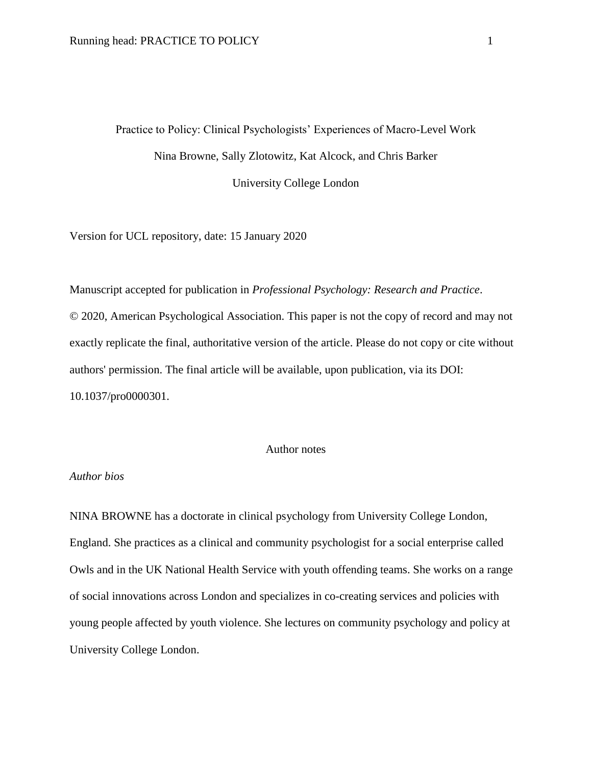# Practice to Policy: Clinical Psychologists' Experiences of Macro-Level Work

Nina Browne, Sally Zlotowitz, Kat Alcock, and Chris Barker

University College London

Version for UCL repository, date: 15 January 2020

Manuscript accepted for publication in *Professional Psychology: Research and Practice*. © 2020, American Psychological Association. This paper is not the copy of record and may not exactly replicate the final, authoritative version of the article. Please do not copy or cite without authors' permission. The final article will be available, upon publication, via its DOI: 10.1037/pro0000301.

## Author notes

*Author bios*

NINA BROWNE has a doctorate in clinical psychology from University College London, England. She practices as a clinical and community psychologist for a social enterprise called Owls and in the UK National Health Service with youth offending teams. She works on a range of social innovations across London and specializes in co-creating services and policies with young people affected by youth violence. She lectures on community psychology and policy at University College London.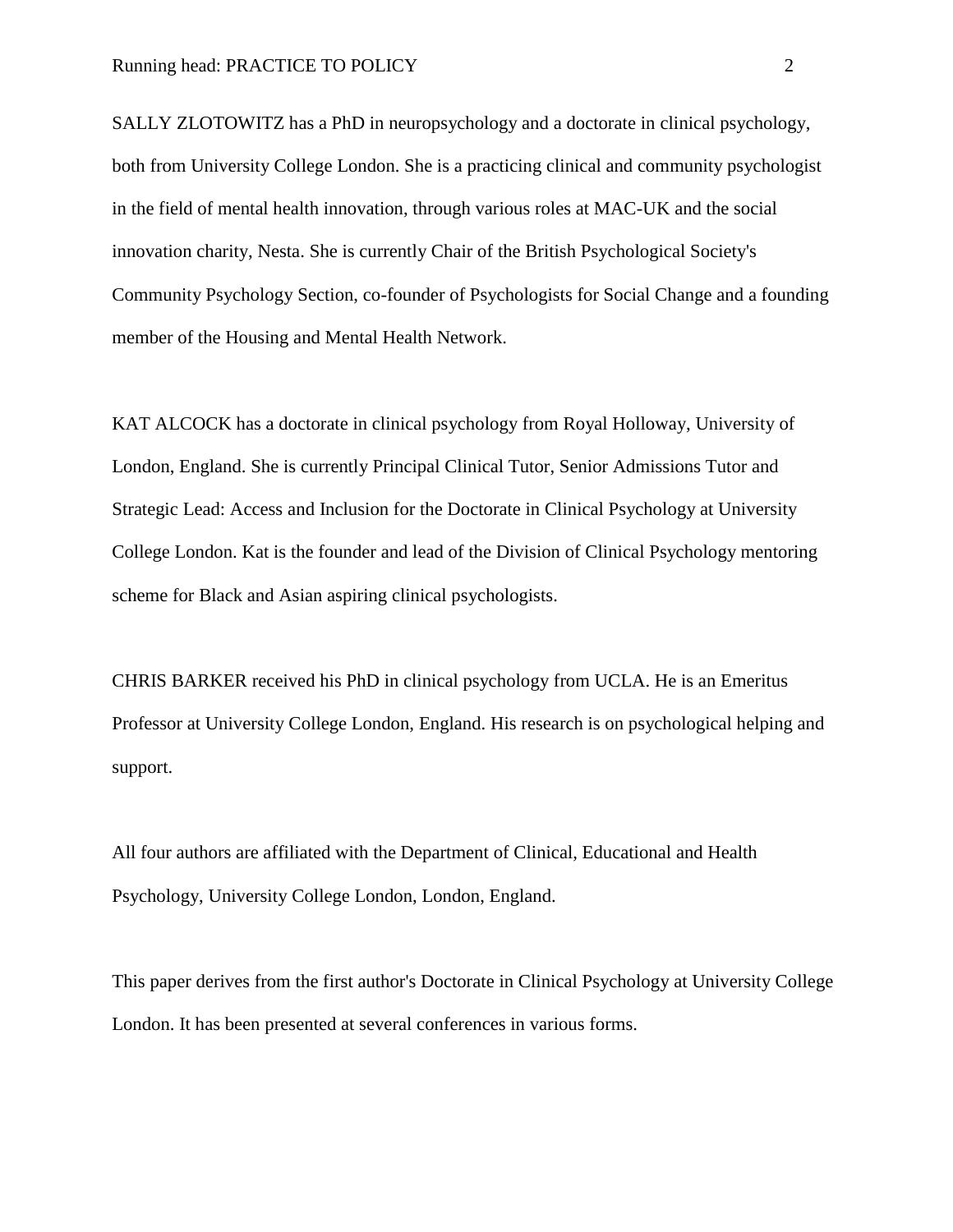SALLY ZLOTOWITZ has a PhD in neuropsychology and a doctorate in clinical psychology, both from University College London. She is a practicing clinical and community psychologist in the field of mental health innovation, through various roles at MAC-UK and the social innovation charity, Nesta. She is currently Chair of the British Psychological Society's Community Psychology Section, co-founder of Psychologists for Social Change and a founding member of the Housing and Mental Health Network.

KAT ALCOCK has a doctorate in clinical psychology from Royal Holloway, University of London, England. She is currently Principal Clinical Tutor, Senior Admissions Tutor and Strategic Lead: Access and Inclusion for the Doctorate in Clinical Psychology at University College London. Kat is the founder and lead of the Division of Clinical Psychology mentoring scheme for Black and Asian aspiring clinical psychologists.

CHRIS BARKER received his PhD in clinical psychology from UCLA. He is an Emeritus Professor at University College London, England. His research is on psychological helping and support.

All four authors are affiliated with the Department of Clinical, Educational and Health Psychology, University College London, London, England.

This paper derives from the first author's Doctorate in Clinical Psychology at University College London. It has been presented at several conferences in various forms.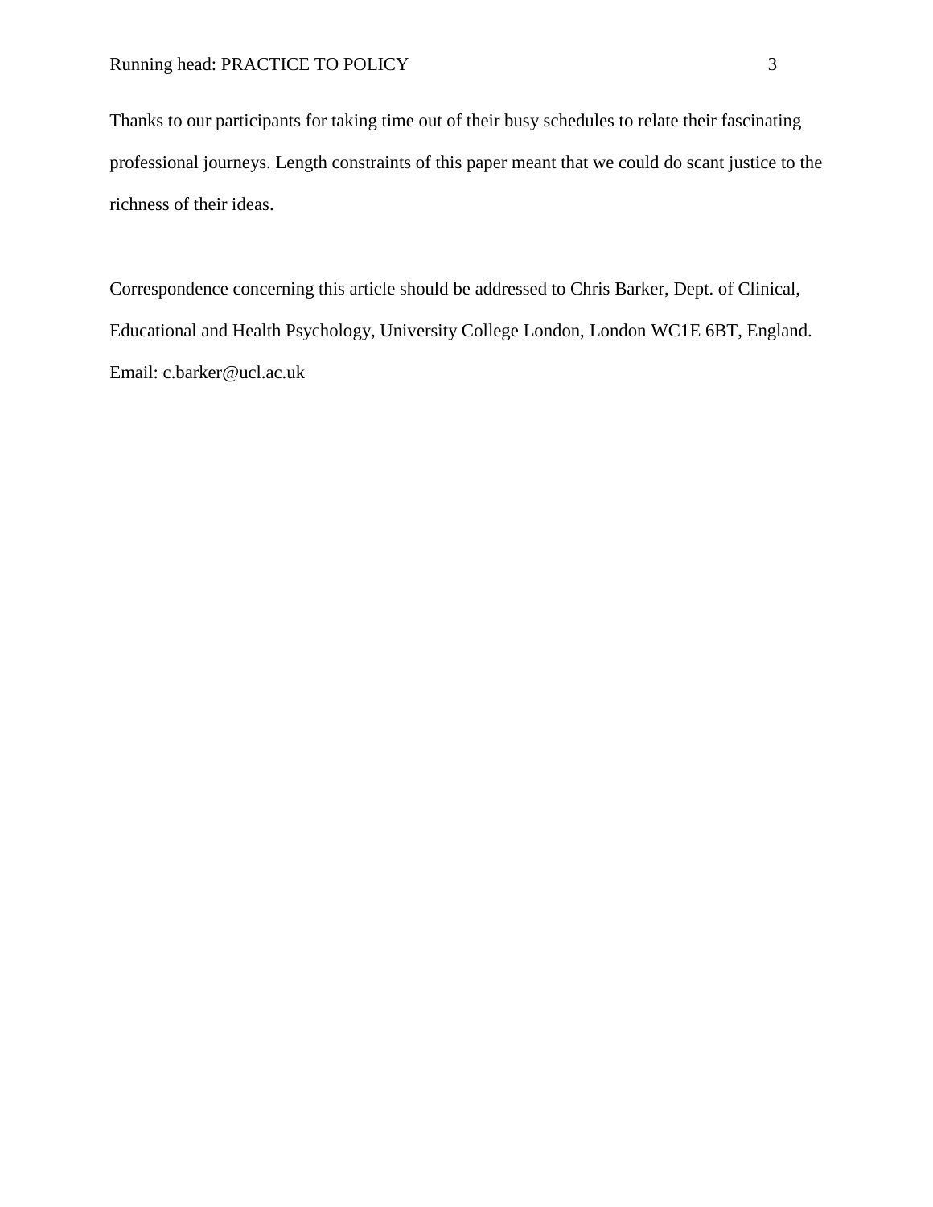Thanks to our participants for taking time out of their busy schedules to relate their fascinating professional journeys. Length constraints of this paper meant that we could do scant justice to the richness of their ideas.

Correspondence concerning this article should be addressed to Chris Barker, Dept. of Clinical, Educational and Health Psychology, University College London, London WC1E 6BT, England. Email: c.barker@ucl.ac.uk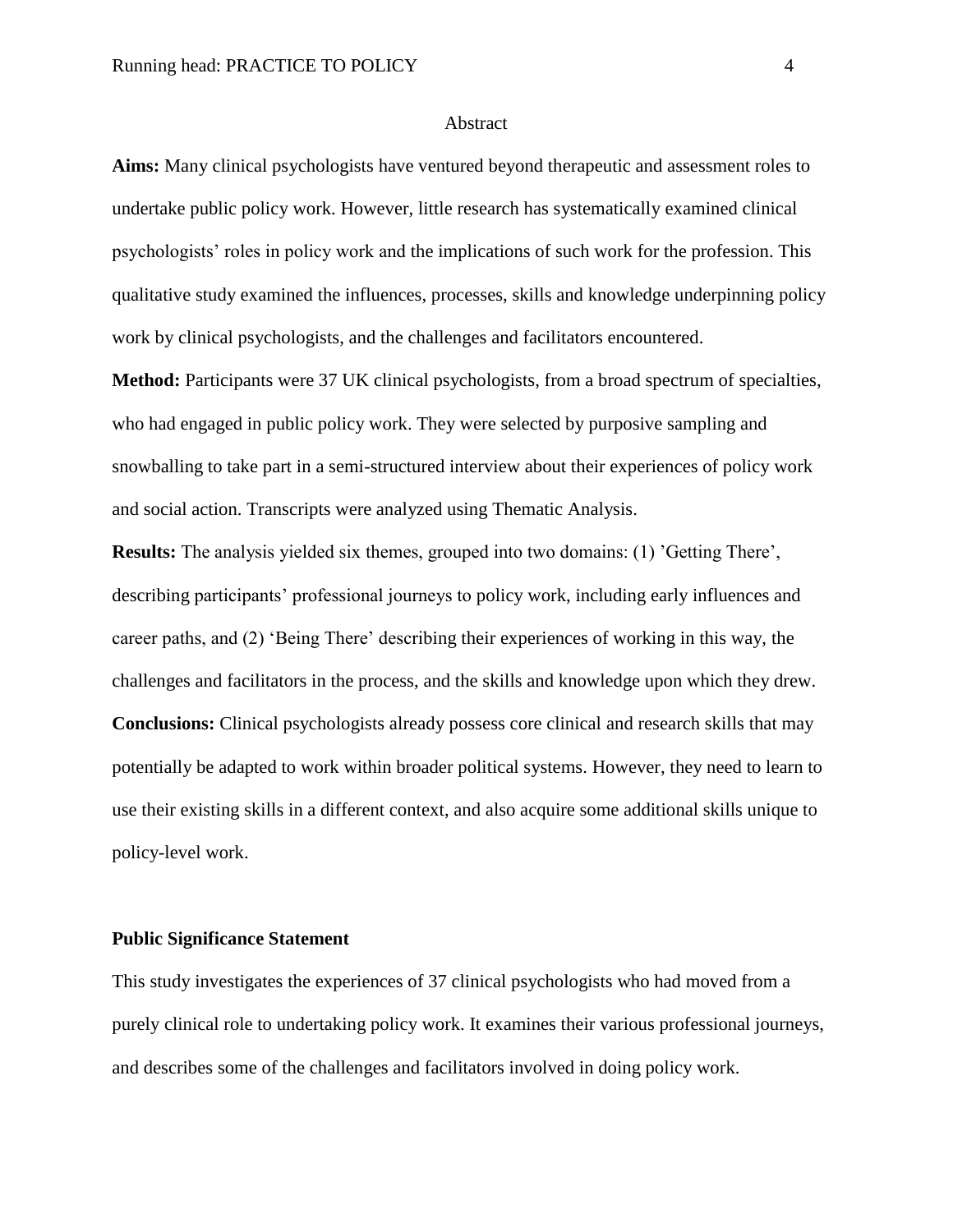# Abstract

**Aims:** Many clinical psychologists have ventured beyond therapeutic and assessment roles to undertake public policy work. However, little research has systematically examined clinical psychologists' roles in policy work and the implications of such work for the profession. This qualitative study examined the influences, processes, skills and knowledge underpinning policy work by clinical psychologists, and the challenges and facilitators encountered.

**Method:** Participants were 37 UK clinical psychologists, from a broad spectrum of specialties, who had engaged in public policy work. They were selected by purposive sampling and snowballing to take part in a semi-structured interview about their experiences of policy work and social action. Transcripts were analyzed using Thematic Analysis.

**Results:** The analysis yielded six themes, grouped into two domains: (1) 'Getting There', describing participants' professional journeys to policy work, including early influences and career paths, and (2) 'Being There' describing their experiences of working in this way, the challenges and facilitators in the process, and the skills and knowledge upon which they drew.

**Conclusions:** Clinical psychologists already possess core clinical and research skills that may potentially be adapted to work within broader political systems. However, they need to learn to use their existing skills in a different context, and also acquire some additional skills unique to policy-level work.

## Public Significance Statement

This study investigates the experiences of 37 clinical psychologists who had moved from a purely clinical role to undertaking policy work. It examines their various professional journeys, and describes some of the challenges and facilitators involved in doing policy work.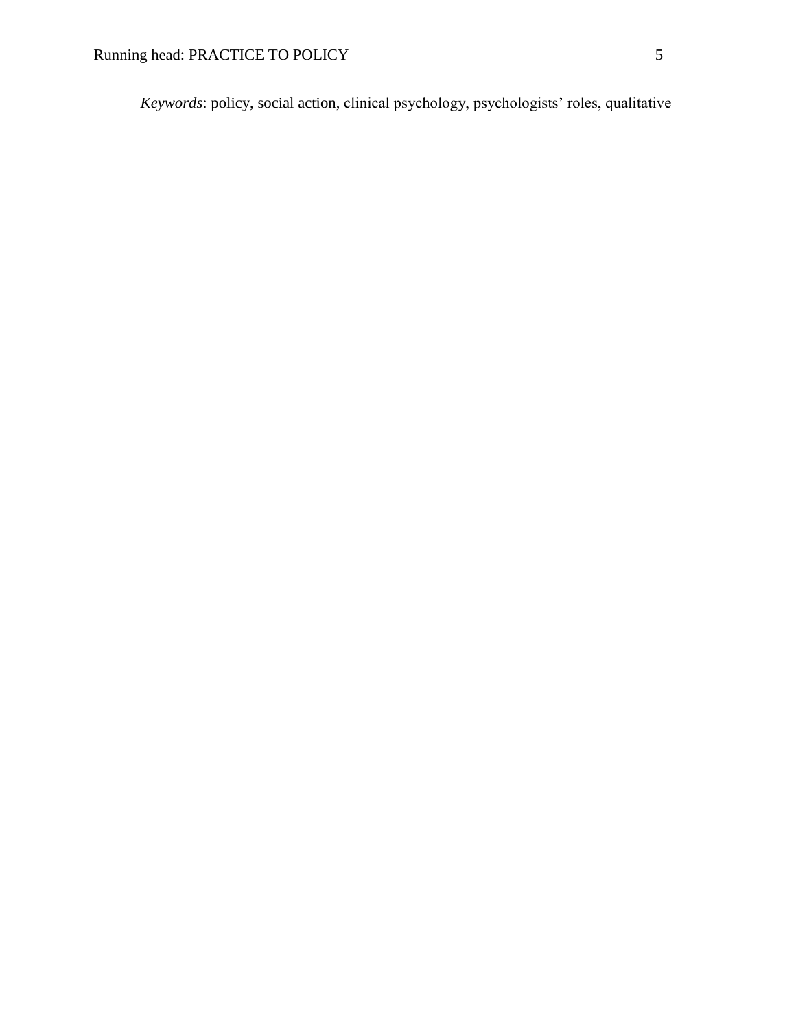*Keywords*: policy, social action, clinical psychology, psychologists' roles, qualitative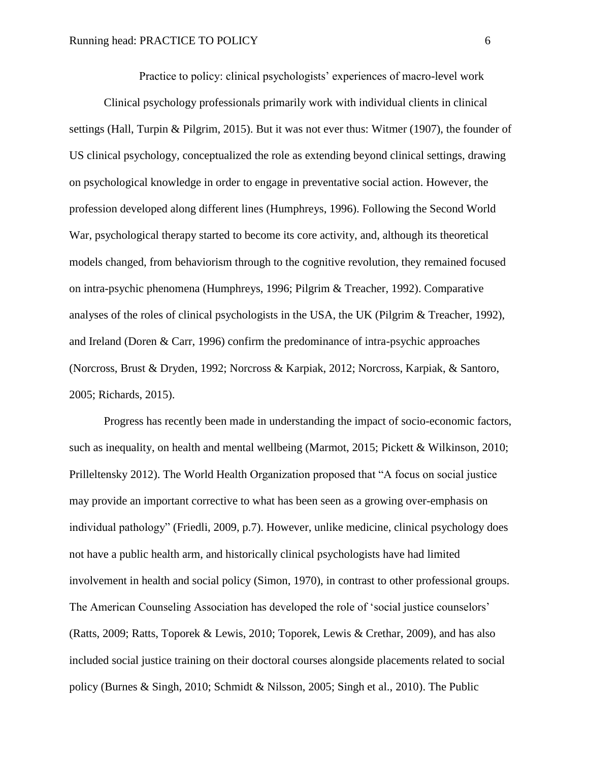Practice to policy: clinical psychologists' experiences of macro-level work

Clinical psychology professionals primarily work with individual clients in clinical settings (Hall, Turpin & Pilgrim, 2015). But it was not ever thus: Witmer (1907), the founder of US clinical psychology, conceptualized the role as extending beyond clinical settings, drawing on psychological knowledge in order to engage in preventative social action. However, the profession developed along different lines (Humphreys, 1996). Following the Second World War, psychological therapy started to become its core activity, and, although its theoretical models changed, from behaviorism through to the cognitive revolution, they remained focused on intra-psychic phenomena (Humphreys, 1996; Pilgrim & Treacher, 1992). Comparative analyses of the roles of clinical psychologists in the USA, the UK (Pilgrim & Treacher, 1992), and Ireland (Doren & Carr, 1996) confirm the predominance of intra-psychic approaches (Norcross, Brust & Dryden, 1992; Norcross & Karpiak, 2012; Norcross, Karpiak, & Santoro, 2005; Richards, 2015).

Progress has recently been made in understanding the impact of socio-economic factors, such as inequality, on health and mental wellbeing (Marmot, 2015; Pickett & Wilkinson, 2010; Prilleltensky 2012). The World Health Organization proposed that "A focus on social justice may provide an important corrective to what has been seen as a growing over-emphasis on individual pathology" (Friedli, 2009, p.7). However, unlike medicine, clinical psychology does not have a public health arm, and historically clinical psychologists have had limited involvement in health and social policy (Simon, 1970), in contrast to other professional groups. The American Counseling Association has developed the role of 'social justice counselors' (Ratts, 2009; Ratts, Toporek & Lewis, 2010; Toporek, Lewis & Crethar, 2009), and has also included social justice training on their doctoral courses alongside placements related to social policy (Burnes & Singh, 2010; Schmidt & Nilsson, 2005; Singh et al., 2010). The Public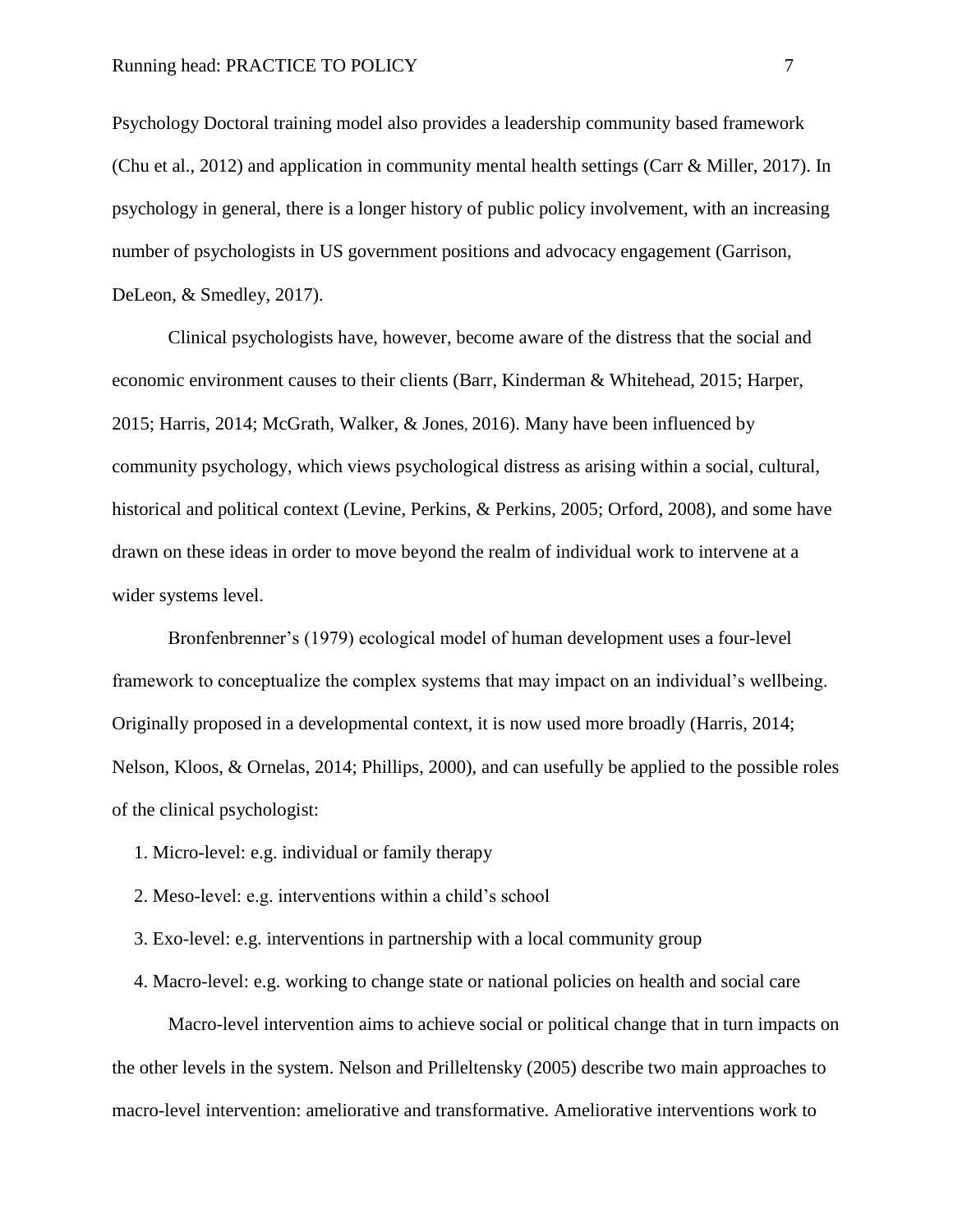Psychology Doctoral training model also provides a leadership community based framework (Chu et al., 2012) and application in community mental health settings (Carr & Miller, 2017). In psychology in general, there is a longer history of public policy involvement, with an increasing number of psychologists in US government positions and advocacy engagement (Garrison, DeLeon, & Smedley, 2017).

Clinical psychologists have, however, become aware of the distress that the social and economic environment causes to their clients (Barr, Kinderman & Whitehead, 2015; Harper, 2015; Harris, 2014; McGrath, Walker, & Jones, 2016). Many have been influenced by community psychology, which views psychological distress as arising within a social, cultural, historical and political context (Levine, Perkins, & Perkins, 2005; Orford, 2008), and some have drawn on these ideas in order to move beyond the realm of individual work to intervene at a wider systems level.

Bronfenbrenner's (1979) ecological model of human development uses a four-level framework to conceptualize the complex systems that may impact on an individual's wellbeing. Originally proposed in a developmental context, it is now used more broadly (Harris, 2014; Nelson, Kloos, & Ornelas, 2014; Phillips, 2000), and can usefully be applied to the possible roles of the clinical psychologist:

1. Micro-level: e.g. individual or family therapy
2. Meso-level: e.g. interventions within a child's school
3. Exo-level: e.g. interventions in partnership with a local community group
4. Macro-level: e.g. working to change state or national policies on health and social care

Macro-level intervention aims to achieve social or political change that in turn impacts on the other levels in the system. Nelson and Prilleltensky (2005) describe two main approaches to macro-level intervention: ameliorative and transformative. Ameliorative interventions work to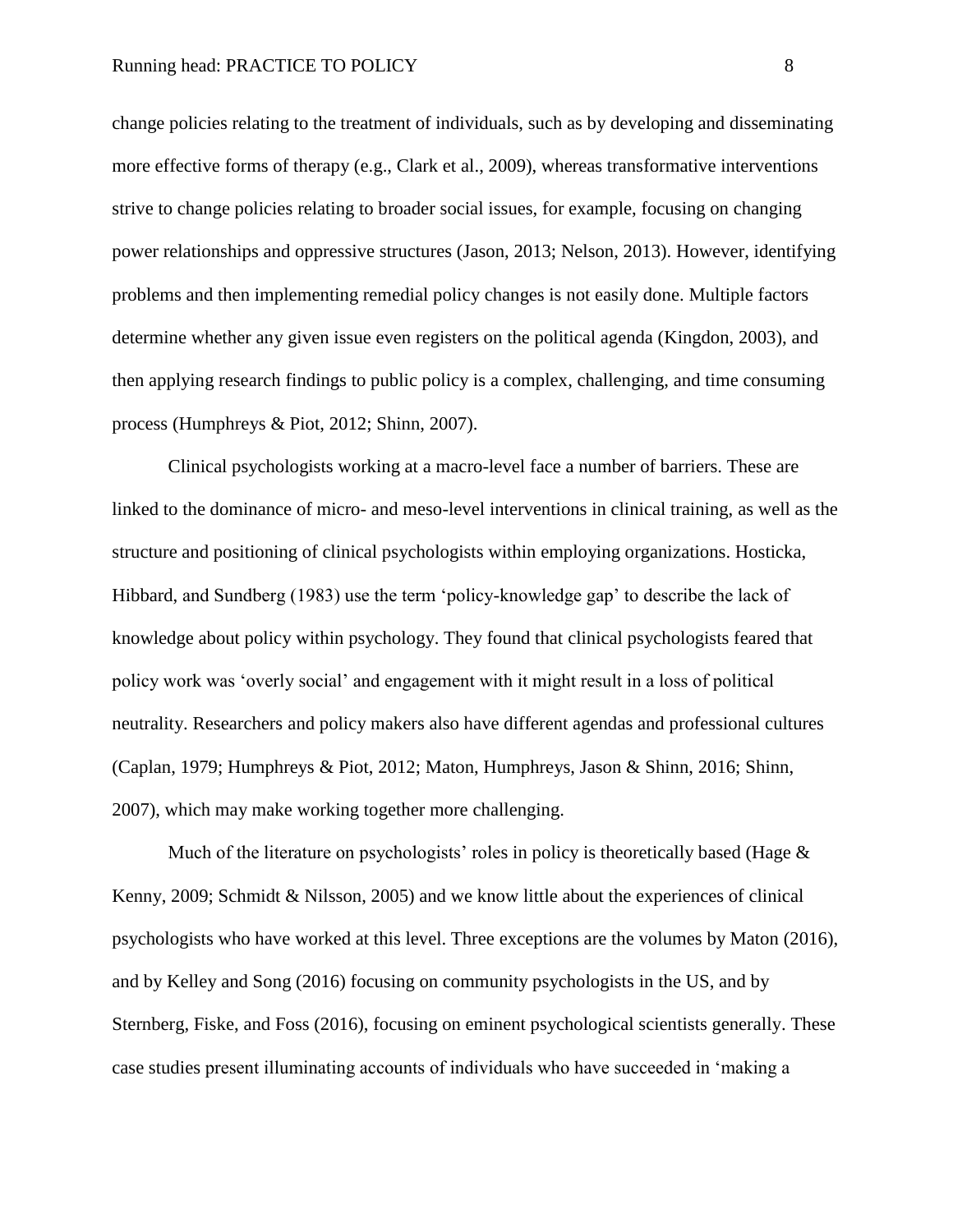change policies relating to the treatment of individuals, such as by developing and disseminating more effective forms of therapy (e.g., Clark et al., 2009), whereas transformative interventions strive to change policies relating to broader social issues, for example, focusing on changing power relationships and oppressive structures (Jason, 2013; Nelson, 2013). However, identifying problems and then implementing remedial policy changes is not easily done. Multiple factors determine whether any given issue even registers on the political agenda (Kingdon, 2003), and then applying research findings to public policy is a complex, challenging, and time consuming process (Humphreys & Piot, 2012; Shinn, 2007).

Clinical psychologists working at a macro-level face a number of barriers. These are linked to the dominance of micro- and meso-level interventions in clinical training, as well as the structure and positioning of clinical psychologists within employing organizations. Hosticka, Hibbard, and Sundberg (1983) use the term 'policy-knowledge gap' to describe the lack of knowledge about policy within psychology. They found that clinical psychologists feared that policy work was 'overly social' and engagement with it might result in a loss of political neutrality. Researchers and policy makers also have different agendas and professional cultures (Caplan, 1979; Humphreys & Piot, 2012; Maton, Humphreys, Jason & Shinn, 2016; Shinn, 2007), which may make working together more challenging.

Much of the literature on psychologists' roles in policy is theoretically based (Hage & Kenny, 2009; Schmidt & Nilsson, 2005) and we know little about the experiences of clinical psychologists who have worked at this level. Three exceptions are the volumes by Maton (2016), and by Kelley and Song (2016) focusing on community psychologists in the US, and by Sternberg, Fiske, and Foss (2016), focusing on eminent psychological scientists generally. These case studies present illuminating accounts of individuals who have succeeded in 'making a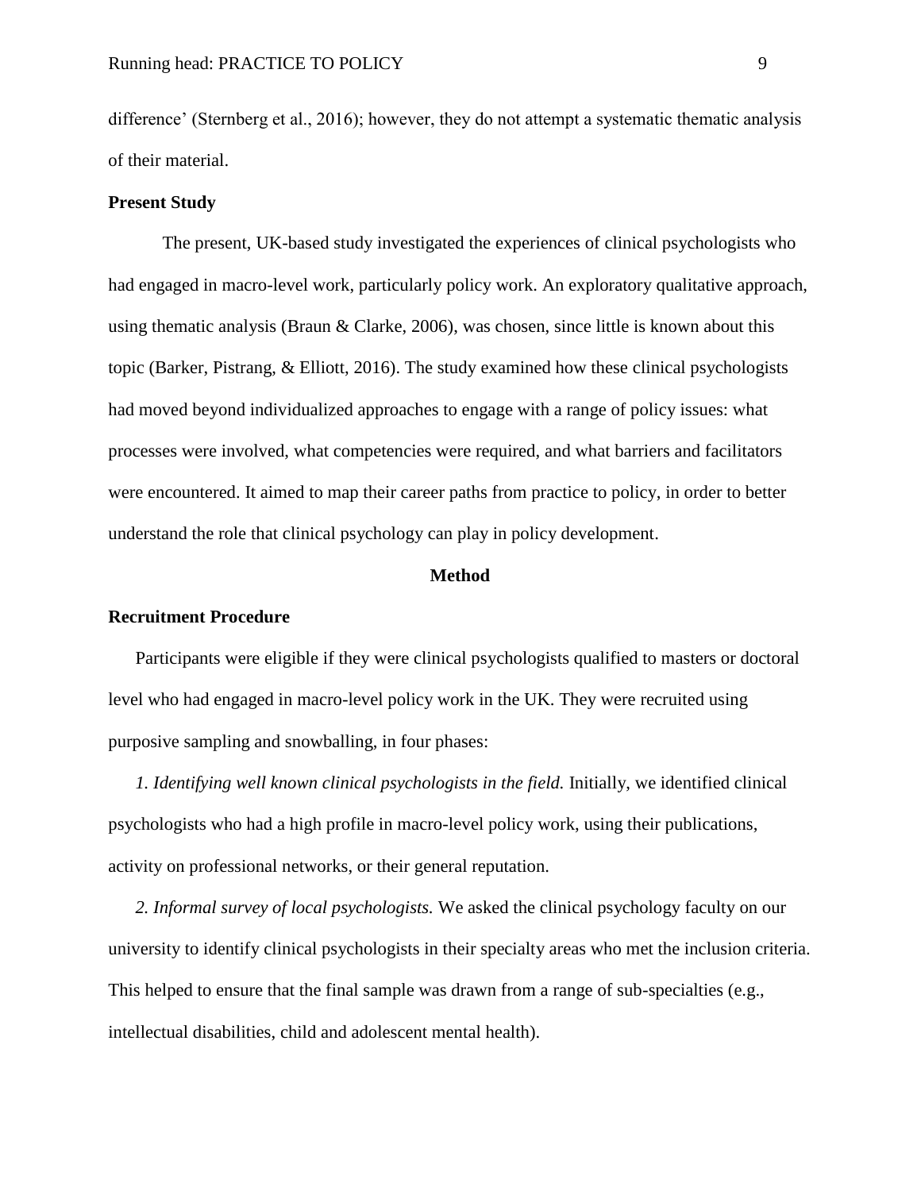difference' (Sternberg et al., 2016); however, they do not attempt a systematic thematic analysis of their material.

## Present Study

The present, UK-based study investigated the experiences of clinical psychologists who had engaged in macro-level work, particularly policy work. An exploratory qualitative approach, using thematic analysis (Braun & Clarke, 2006), was chosen, since little is known about this topic (Barker, Pistrang, & Elliott, 2016). The study examined how these clinical psychologists had moved beyond individualized approaches to engage with a range of policy issues: what processes were involved, what competencies were required, and what barriers and facilitators were encountered. It aimed to map their career paths from practice to policy, in order to better understand the role that clinical psychology can play in policy development.

# Method

## Recruitment Procedure

Participants were eligible if they were clinical psychologists qualified to masters or doctoral level who had engaged in macro-level policy work in the UK. They were recruited using purposive sampling and snowballing, in four phases:

*1. Identifying well known clinical psychologists in the field.* Initially, we identified clinical psychologists who had a high profile in macro-level policy work, using their publications, activity on professional networks, or their general reputation.

*2. Informal survey of local psychologists.* We asked the clinical psychology faculty on our university to identify clinical psychologists in their specialty areas who met the inclusion criteria. This helped to ensure that the final sample was drawn from a range of sub-specialties (e.g., intellectual disabilities, child and adolescent mental health).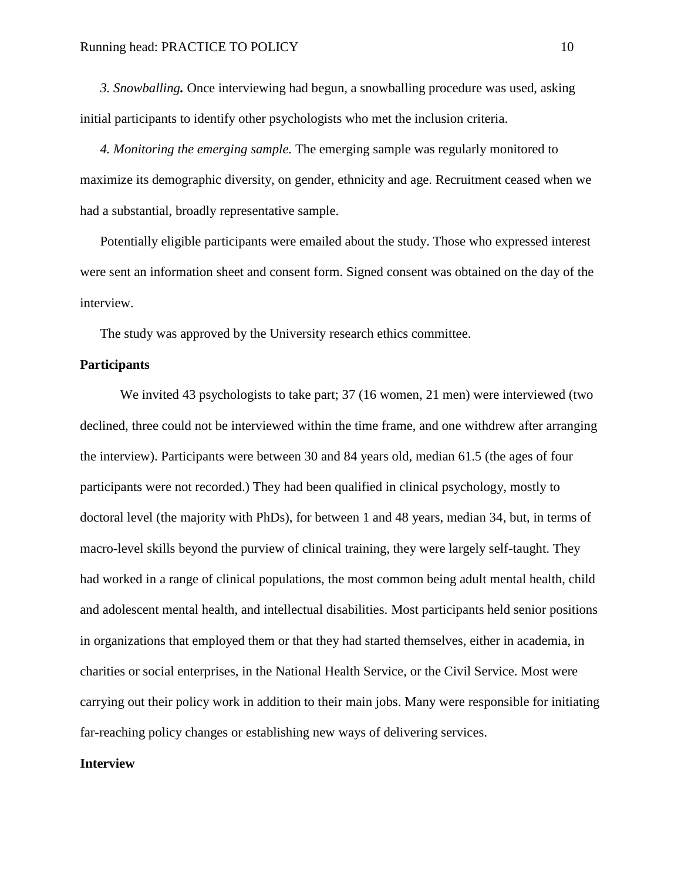*3. Snowballing.* Once interviewing had begun, a snowballing procedure was used, asking initial participants to identify other psychologists who met the inclusion criteria.

*4. Monitoring the emerging sample.* The emerging sample was regularly monitored to maximize its demographic diversity, on gender, ethnicity and age. Recruitment ceased when we had a substantial, broadly representative sample.

Potentially eligible participants were emailed about the study. Those who expressed interest were sent an information sheet and consent form. Signed consent was obtained on the day of the interview.

The study was approved by the University research ethics committee.

## Participants

We invited 43 psychologists to take part; 37 (16 women, 21 men) were interviewed (two declined, three could not be interviewed within the time frame, and one withdrew after arranging the interview). Participants were between 30 and 84 years old, median 61.5 (the ages of four participants were not recorded.) They had been qualified in clinical psychology, mostly to doctoral level (the majority with PhDs), for between 1 and 48 years, median 34, but, in terms of macro-level skills beyond the purview of clinical training, they were largely self-taught. They had worked in a range of clinical populations, the most common being adult mental health, child and adolescent mental health, and intellectual disabilities. Most participants held senior positions in organizations that employed them or that they had started themselves, either in academia, in charities or social enterprises, in the National Health Service, or the Civil Service. Most were carrying out their policy work in addition to their main jobs. Many were responsible for initiating far-reaching policy changes or establishing new ways of delivering services.

## Interview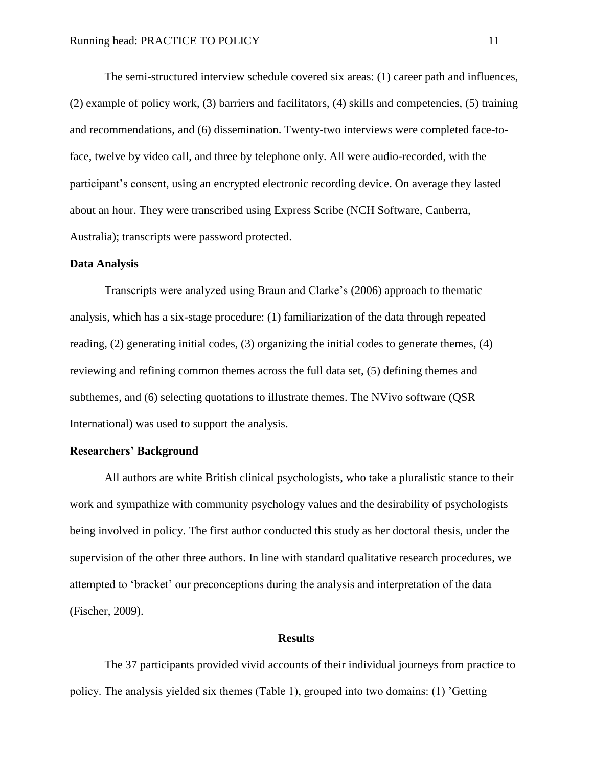The semi-structured interview schedule covered six areas: (1) career path and influences, (2) example of policy work, (3) barriers and facilitators, (4) skills and competencies, (5) training and recommendations, and (6) dissemination. Twenty-two interviews were completed face-to-face, twelve by video call, and three by telephone only. All were audio-recorded, with the participant's consent, using an encrypted electronic recording device. On average they lasted about an hour. They were transcribed using Express Scribe (NCH Software, Canberra, Australia); transcripts were password protected.

## Data Analysis

Transcripts were analyzed using Braun and Clarke's (2006) approach to thematic analysis, which has a six-stage procedure: (1) familiarization of the data through repeated reading, (2) generating initial codes, (3) organizing the initial codes to generate themes, (4) reviewing and refining common themes across the full data set, (5) defining themes and subthemes, and (6) selecting quotations to illustrate themes. The NVivo software (QSR International) was used to support the analysis.

## Researchers' Background

All authors are white British clinical psychologists, who take a pluralistic stance to their work and sympathize with community psychology values and the desirability of psychologists being involved in policy. The first author conducted this study as her doctoral thesis, under the supervision of the other three authors. In line with standard qualitative research procedures, we attempted to 'bracket' our preconceptions during the analysis and interpretation of the data (Fischer, 2009).

# Results

The 37 participants provided vivid accounts of their individual journeys from practice to policy. The analysis yielded six themes (Table 1), grouped into two domains: (1) 'Getting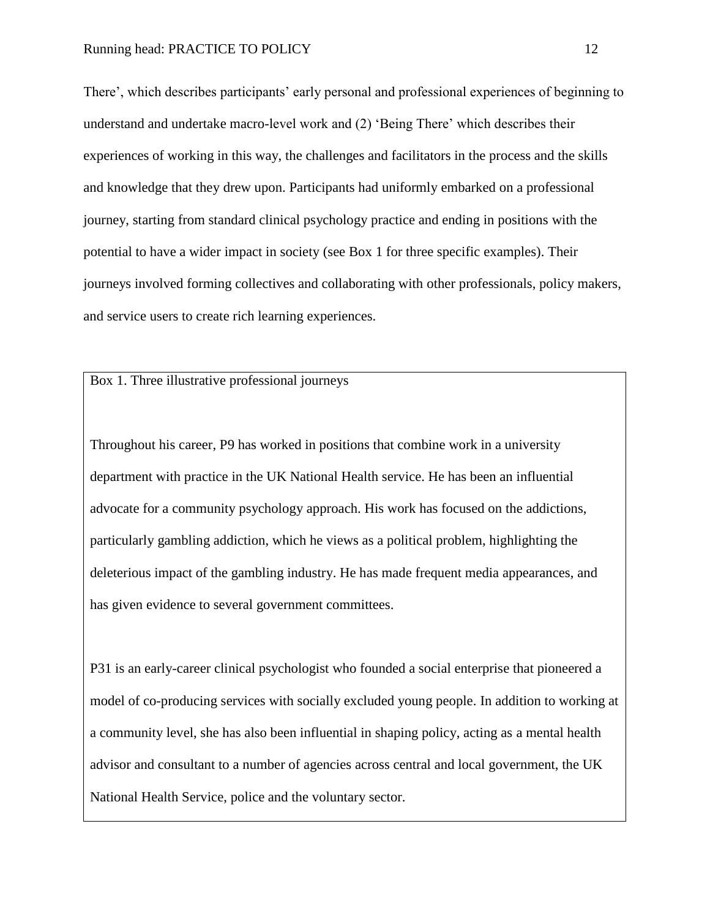There', which describes participants' early personal and professional experiences of beginning to understand and undertake macro-level work and (2) 'Being There' which describes their experiences of working in this way, the challenges and facilitators in the process and the skills and knowledge that they drew upon. Participants had uniformly embarked on a professional journey, starting from standard clinical psychology practice and ending in positions with the potential to have a wider impact in society (see Box 1 for three specific examples). Their journeys involved forming collectives and collaborating with other professionals, policy makers, and service users to create rich learning experiences.

Box 1. Three illustrative professional journeys

Throughout his career, P9 has worked in positions that combine work in a university department with practice in the UK National Health service. He has been an influential advocate for a community psychology approach. His work has focused on the addictions, particularly gambling addiction, which he views as a political problem, highlighting the deleterious impact of the gambling industry. He has made frequent media appearances, and has given evidence to several government committees.

P31 is an early-career clinical psychologist who founded a social enterprise that pioneered a model of co-producing services with socially excluded young people. In addition to working at a community level, she has also been influential in shaping policy, acting as a mental health advisor and consultant to a number of agencies across central and local government, the UK National Health Service, police and the voluntary sector.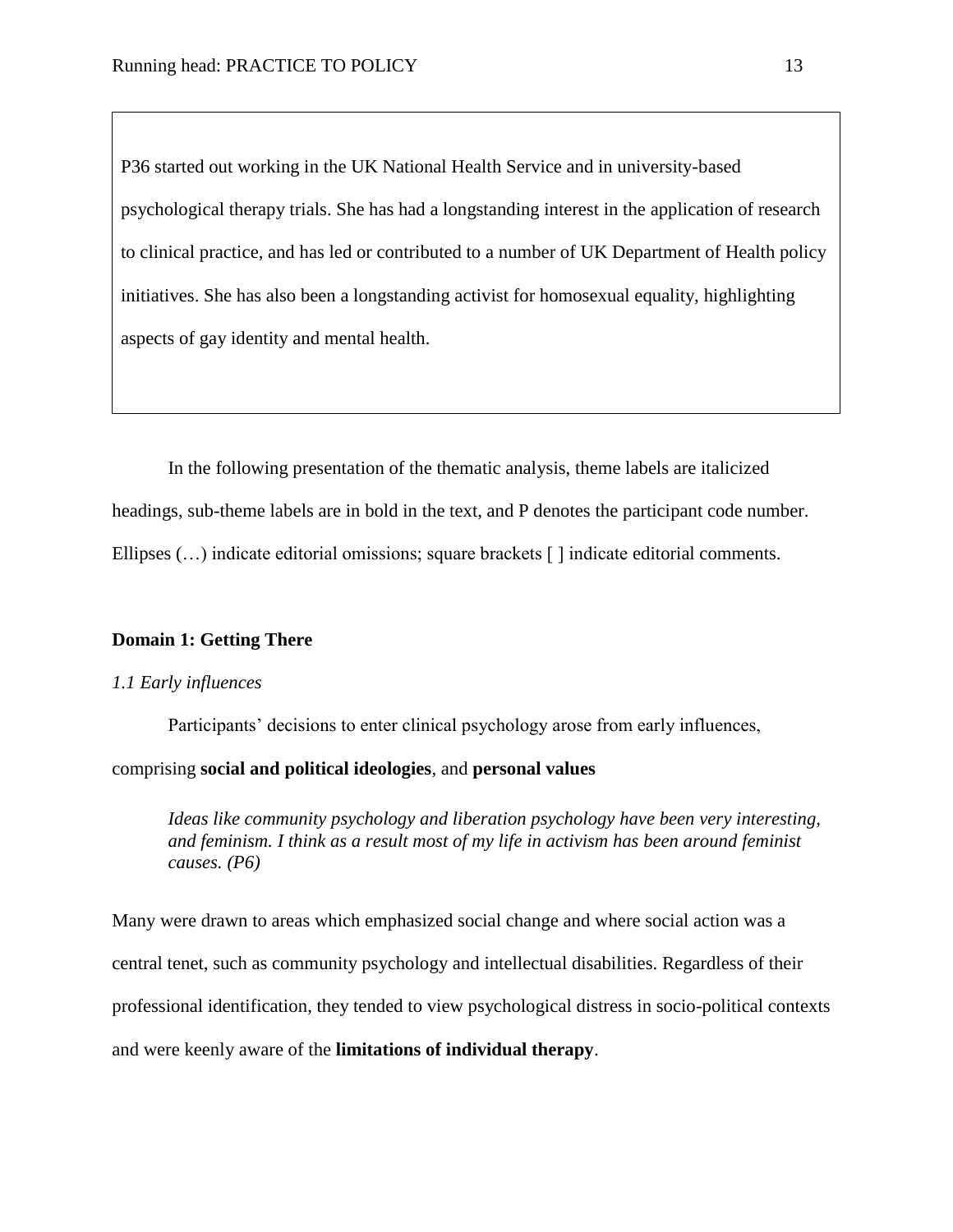P36 started out working in the UK National Health Service and in university-based psychological therapy trials. She has had a longstanding interest in the application of research to clinical practice, and has led or contributed to a number of UK Department of Health policy initiatives. She has also been a longstanding activist for homosexual equality, highlighting aspects of gay identity and mental health.

In the following presentation of the thematic analysis, theme labels are italicized headings, sub-theme labels are in bold in the text, and P denotes the participant code number. Ellipses (…) indicate editorial omissions; square brackets [ ] indicate editorial comments.

## Domain 1: Getting There

### *1.1 Early influences*

Participants' decisions to enter clinical psychology arose from early influences, comprising **social and political ideologies**, and **personal values**

> *Ideas like community psychology and liberation psychology have been very interesting, and feminism. I think as a result most of my life in activism has been around feminist causes. (P6)*

Many were drawn to areas which emphasized social change and where social action was a central tenet, such as community psychology and intellectual disabilities. Regardless of their professional identification, they tended to view psychological distress in socio-political contexts and were keenly aware of the **limitations of individual therapy**.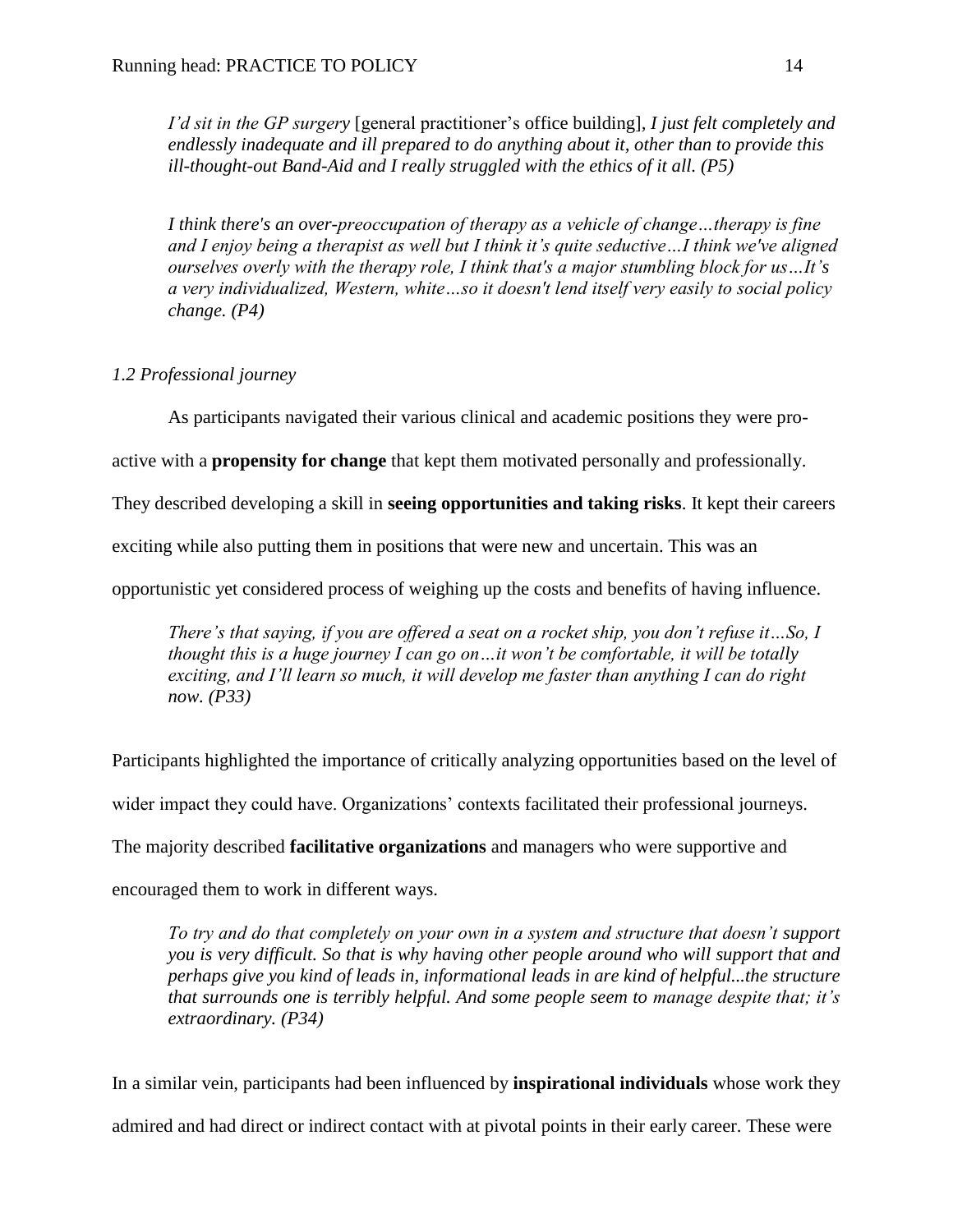*I'd sit in the GP surgery* [general practitioner's office building], *I just felt completely and endlessly inadequate and ill prepared to do anything about it, other than to provide this ill-thought-out Band-Aid and I really struggled with the ethics of it all. (P5)*

*I think there's an over-preoccupation of therapy as a vehicle of change…therapy is fine and I enjoy being a therapist as well but I think it's quite seductive…I think we've aligned ourselves overly with the therapy role, I think that's a major stumbling block for us…It's a very individualized, Western, white…so it doesn't lend itself very easily to social policy change. (P4)*

*1.2 Professional journey*

As participants navigated their various clinical and academic positions they were pro-active with a **propensity for change** that kept them motivated personally and professionally. They described developing a skill in **seeing opportunities and taking risks**. It kept their careers exciting while also putting them in positions that were new and uncertain. This was an opportunistic yet considered process of weighing up the costs and benefits of having influence.

*There's that saying, if you are offered a seat on a rocket ship, you don't refuse it…So, I thought this is a huge journey I can go on…it won't be comfortable, it will be totally exciting, and I'll learn so much, it will develop me faster than anything I can do right now. (P33)*

Participants highlighted the importance of critically analyzing opportunities based on the level of wider impact they could have. Organizations' contexts facilitated their professional journeys. The majority described **facilitative organizations** and managers who were supportive and encouraged them to work in different ways.

*To try and do that completely on your own in a system and structure that doesn't support you is very difficult. So that is why having other people around who will support that and perhaps give you kind of leads in, informational leads in are kind of helpful...the structure that surrounds one is terribly helpful. And some people seem to manage despite that; it's extraordinary. (P34)*

In a similar vein, participants had been influenced by **inspirational individuals** whose work they admired and had direct or indirect contact with at pivotal points in their early career. These were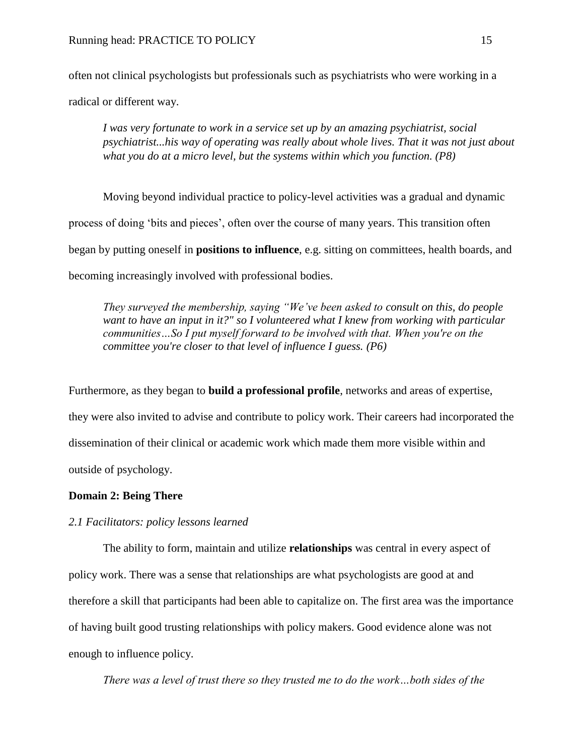often not clinical psychologists but professionals such as psychiatrists who were working in a radical or different way.

> *I was very fortunate to work in a service set up by an amazing psychiatrist, social psychiatrist...his way of operating was really about whole lives. That it was not just about what you do at a micro level, but the systems within which you function. (P8)*

Moving beyond individual practice to policy-level activities was a gradual and dynamic process of doing 'bits and pieces', often over the course of many years. This transition often began by putting oneself in **positions to influence**, e.g. sitting on committees, health boards, and becoming increasingly involved with professional bodies.

> *They surveyed the membership, saying "We've been asked to consult on this, do people want to have an input in it?" so I volunteered what I knew from working with particular communities…So I put myself forward to be involved with that. When you're on the committee you're closer to that level of influence I guess. (P6)*

Furthermore, as they began to **build a professional profile**, networks and areas of expertise, they were also invited to advise and contribute to policy work. Their careers had incorporated the dissemination of their clinical or academic work which made them more visible within and outside of psychology.

**Domain 2: Being There**

*2.1 Facilitators: policy lessons learned*

The ability to form, maintain and utilize **relationships** was central in every aspect of policy work. There was a sense that relationships are what psychologists are good at and therefore a skill that participants had been able to capitalize on. The first area was the importance of having built good trusting relationships with policy makers. Good evidence alone was not enough to influence policy.

> *There was a level of trust there so they trusted me to do the work…both sides of the*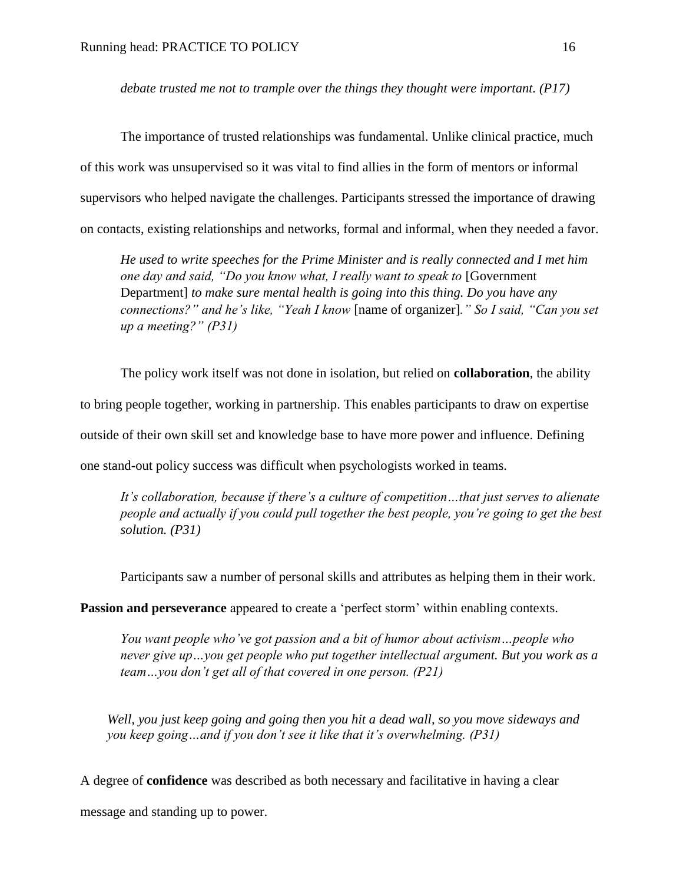*debate trusted me not to trample over the things they thought were important. (P17)*

The importance of trusted relationships was fundamental. Unlike clinical practice, much of this work was unsupervised so it was vital to find allies in the form of mentors or informal supervisors who helped navigate the challenges. Participants stressed the importance of drawing on contacts, existing relationships and networks, formal and informal, when they needed a favor.

> *He used to write speeches for the Prime Minister and is really connected and I met him one day and said, "Do you know what, I really want to speak to* [Government Department] *to make sure mental health is going into this thing. Do you have any connections?" and he's like, "Yeah I know* [name of organizer]*." So I said, "Can you set up a meeting?" (P31)*

The policy work itself was not done in isolation, but relied on **collaboration**, the ability to bring people together, working in partnership. This enables participants to draw on expertise outside of their own skill set and knowledge base to have more power and influence. Defining one stand-out policy success was difficult when psychologists worked in teams.

> *It's collaboration, because if there's a culture of competition…that just serves to alienate people and actually if you could pull together the best people, you're going to get the best solution. (P31)*

Participants saw a number of personal skills and attributes as helping them in their work. **Passion and perseverance** appeared to create a 'perfect storm' within enabling contexts.

> *You want people who've got passion and a bit of humor about activism…people who never give up…you get people who put together intellectual argument. But you work as a team…you don't get all of that covered in one person. (P21)*

> *Well, you just keep going and going then you hit a dead wall, so you move sideways and you keep going…and if you don't see it like that it's overwhelming. (P31)*

A degree of **confidence** was described as both necessary and facilitative in having a clear message and standing up to power.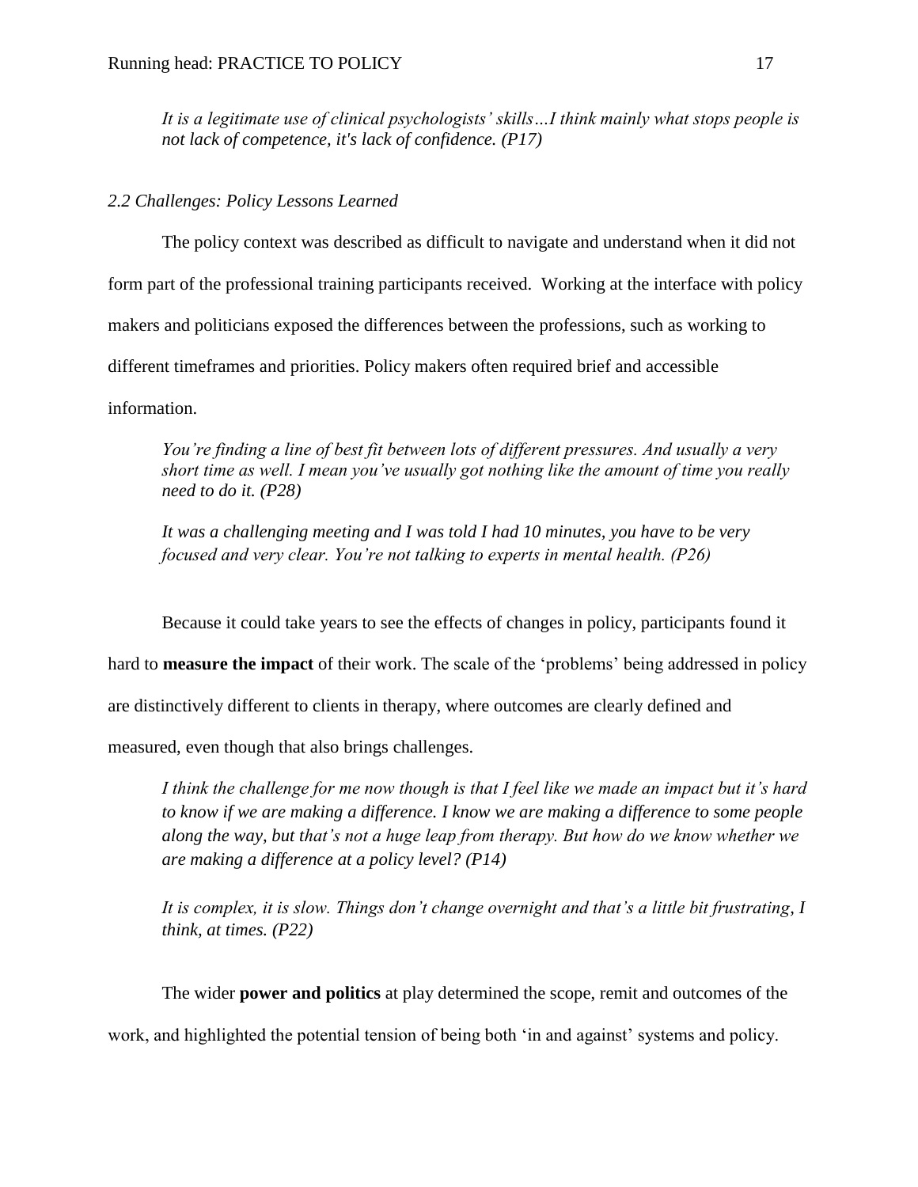*It is a legitimate use of clinical psychologists' skills…I think mainly what stops people is not lack of competence, it's lack of confidence. (P17)*

### *2.2 Challenges: Policy Lessons Learned*

The policy context was described as difficult to navigate and understand when it did not form part of the professional training participants received. Working at the interface with policy makers and politicians exposed the differences between the professions, such as working to different timeframes and priorities. Policy makers often required brief and accessible information.

*You're finding a line of best fit between lots of different pressures. And usually a very short time as well. I mean you've usually got nothing like the amount of time you really need to do it. (P28)*

*It was a challenging meeting and I was told I had 10 minutes, you have to be very focused and very clear. You're not talking to experts in mental health. (P26)*

Because it could take years to see the effects of changes in policy, participants found it hard to **measure the impact** of their work. The scale of the 'problems' being addressed in policy are distinctively different to clients in therapy, where outcomes are clearly defined and measured, even though that also brings challenges.

*I think the challenge for me now though is that I feel like we made an impact but it's hard to know if we are making a difference. I know we are making a difference to some people along the way, but that's not a huge leap from therapy. But how do we know whether we are making a difference at a policy level? (P14)*

*It is complex, it is slow. Things don't change overnight and that's a little bit frustrating, I think, at times. (P22)*

The wider **power and politics** at play determined the scope, remit and outcomes of the work, and highlighted the potential tension of being both 'in and against' systems and policy.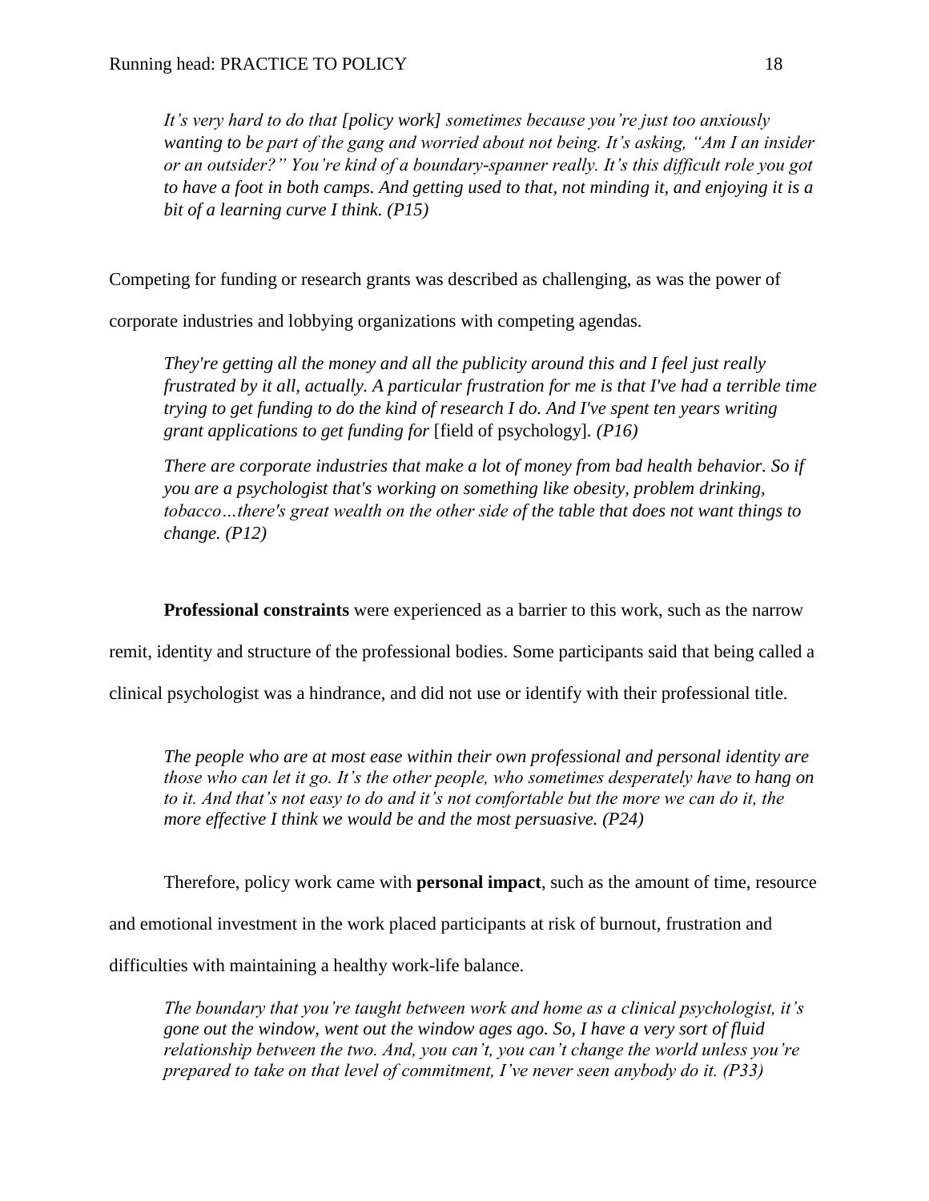> *It's very hard to do that [policy work] sometimes because you're just too anxiously wanting to be part of the gang and worried about not being. It's asking, "Am I an insider or an outsider?" You're kind of a boundary-spanner really. It's this difficult role you got to have a foot in both camps. And getting used to that, not minding it, and enjoying it is a bit of a learning curve I think. (P15)*

Competing for funding or research grants was described as challenging, as was the power of corporate industries and lobbying organizations with competing agendas.

> *They're getting all the money and all the publicity around this and I feel just really frustrated by it all, actually. A particular frustration for me is that I've had a terrible time trying to get funding to do the kind of research I do. And I've spent ten years writing grant applications to get funding for* [field of psychology]. *(P16)*

> *There are corporate industries that make a lot of money from bad health behavior. So if you are a psychologist that's working on something like obesity, problem drinking, tobacco…there's great wealth on the other side of the table that does not want things to change. (P12)*

**Professional constraints** were experienced as a barrier to this work, such as the narrow remit, identity and structure of the professional bodies. Some participants said that being called a clinical psychologist was a hindrance, and did not use or identify with their professional title.

> *The people who are at most ease within their own professional and personal identity are those who can let it go. It's the other people, who sometimes desperately have to hang on to it. And that's not easy to do and it's not comfortable but the more we can do it, the more effective I think we would be and the most persuasive. (P24)*

Therefore, policy work came with **personal impact**, such as the amount of time, resource and emotional investment in the work placed participants at risk of burnout, frustration and difficulties with maintaining a healthy work-life balance.

> *The boundary that you're taught between work and home as a clinical psychologist, it's gone out the window, went out the window ages ago. So, I have a very sort of fluid relationship between the two. And, you can't, you can't change the world unless you're prepared to take on that level of commitment, I've never seen anybody do it. (P33)*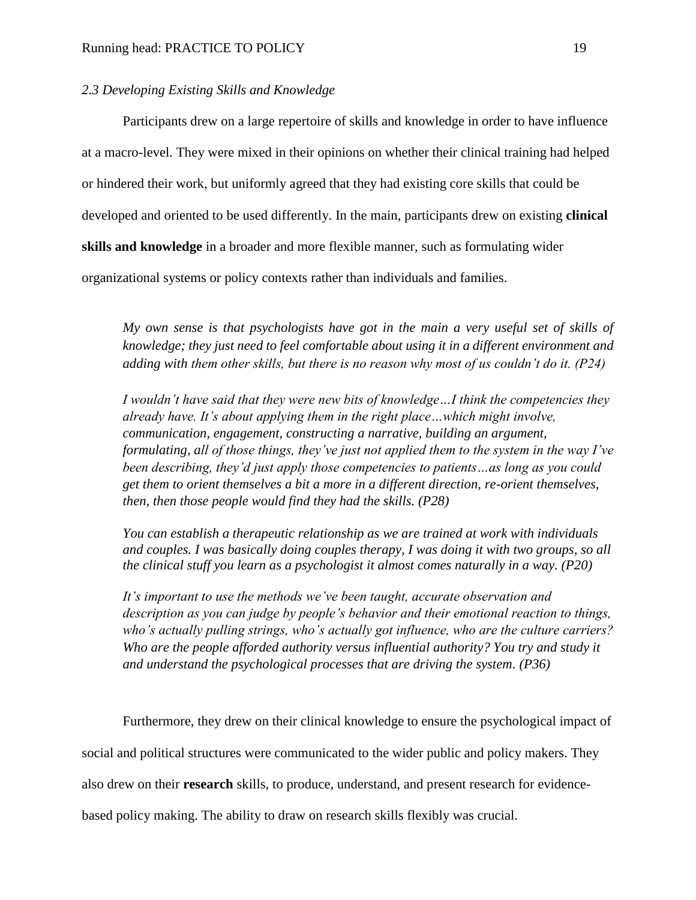*2.3 Developing Existing Skills and Knowledge*

Participants drew on a large repertoire of skills and knowledge in order to have influence at a macro-level. They were mixed in their opinions on whether their clinical training had helped or hindered their work, but uniformly agreed that they had existing core skills that could be developed and oriented to be used differently. In the main, participants drew on existing **clinical skills and knowledge** in a broader and more flexible manner, such as formulating wider organizational systems or policy contexts rather than individuals and families.

> *My own sense is that psychologists have got in the main a very useful set of skills of knowledge; they just need to feel comfortable about using it in a different environment and adding with them other skills, but there is no reason why most of us couldn't do it. (P24)*
>
> *I wouldn't have said that they were new bits of knowledge…I think the competencies they already have. It's about applying them in the right place…which might involve, communication, engagement, constructing a narrative, building an argument, formulating, all of those things, they've just not applied them to the system in the way I've been describing, they'd just apply those competencies to patients…as long as you could get them to orient themselves a bit a more in a different direction, re-orient themselves, then, then those people would find they had the skills. (P28)*
>
> *You can establish a therapeutic relationship as we are trained at work with individuals and couples. I was basically doing couples therapy, I was doing it with two groups, so all the clinical stuff you learn as a psychologist it almost comes naturally in a way. (P20)*
>
> *It's important to use the methods we've been taught, accurate observation and description as you can judge by people's behavior and their emotional reaction to things, who's actually pulling strings, who's actually got influence, who are the culture carriers? Who are the people afforded authority versus influential authority? You try and study it and understand the psychological processes that are driving the system. (P36)*

Furthermore, they drew on their clinical knowledge to ensure the psychological impact of social and political structures were communicated to the wider public and policy makers. They also drew on their **research** skills, to produce, understand, and present research for evidence-based policy making. The ability to draw on research skills flexibly was crucial.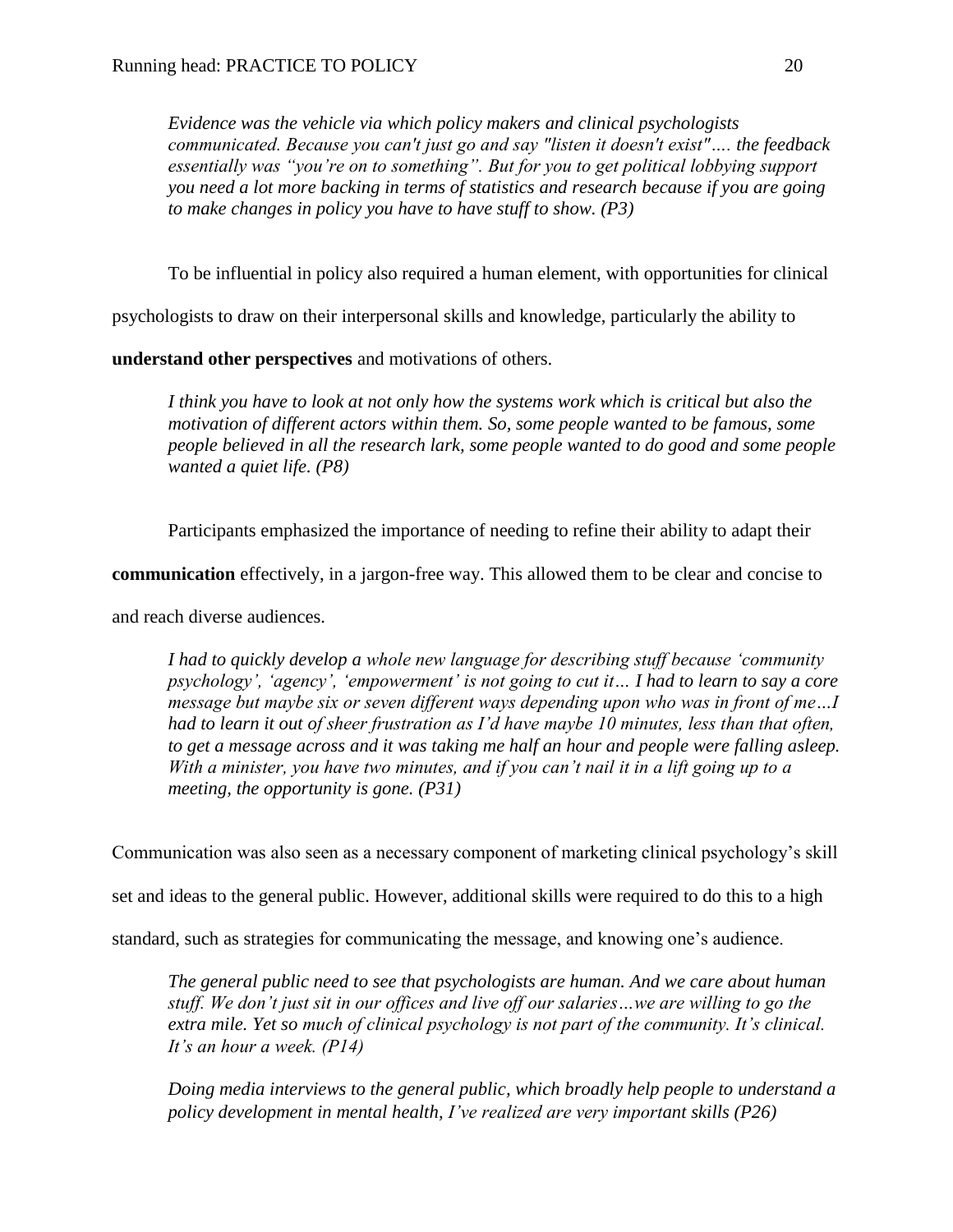> *Evidence was the vehicle via which policy makers and clinical psychologists communicated. Because you can't just go and say "listen it doesn't exist"…. the feedback essentially was "you're on to something". But for you to get political lobbying support you need a lot more backing in terms of statistics and research because if you are going to make changes in policy you have to have stuff to show. (P3)*

To be influential in policy also required a human element, with opportunities for clinical psychologists to draw on their interpersonal skills and knowledge, particularly the ability to **understand other perspectives** and motivations of others.

> *I think you have to look at not only how the systems work which is critical but also the motivation of different actors within them. So, some people wanted to be famous, some people believed in all the research lark, some people wanted to do good and some people wanted a quiet life. (P8)*

Participants emphasized the importance of needing to refine their ability to adapt their **communication** effectively, in a jargon-free way. This allowed them to be clear and concise to and reach diverse audiences.

> *I had to quickly develop a whole new language for describing stuff because 'community psychology', 'agency', 'empowerment' is not going to cut it… I had to learn to say a core message but maybe six or seven different ways depending upon who was in front of me…I had to learn it out of sheer frustration as I'd have maybe 10 minutes, less than that often, to get a message across and it was taking me half an hour and people were falling asleep. With a minister, you have two minutes, and if you can't nail it in a lift going up to a meeting, the opportunity is gone. (P31)*

Communication was also seen as a necessary component of marketing clinical psychology's skill set and ideas to the general public. However, additional skills were required to do this to a high standard, such as strategies for communicating the message, and knowing one's audience.

> *The general public need to see that psychologists are human. And we care about human stuff. We don't just sit in our offices and live off our salaries…we are willing to go the extra mile. Yet so much of clinical psychology is not part of the community. It's clinical. It's an hour a week. (P14)*

> *Doing media interviews to the general public, which broadly help people to understand a policy development in mental health, I've realized are very important skills (P26)*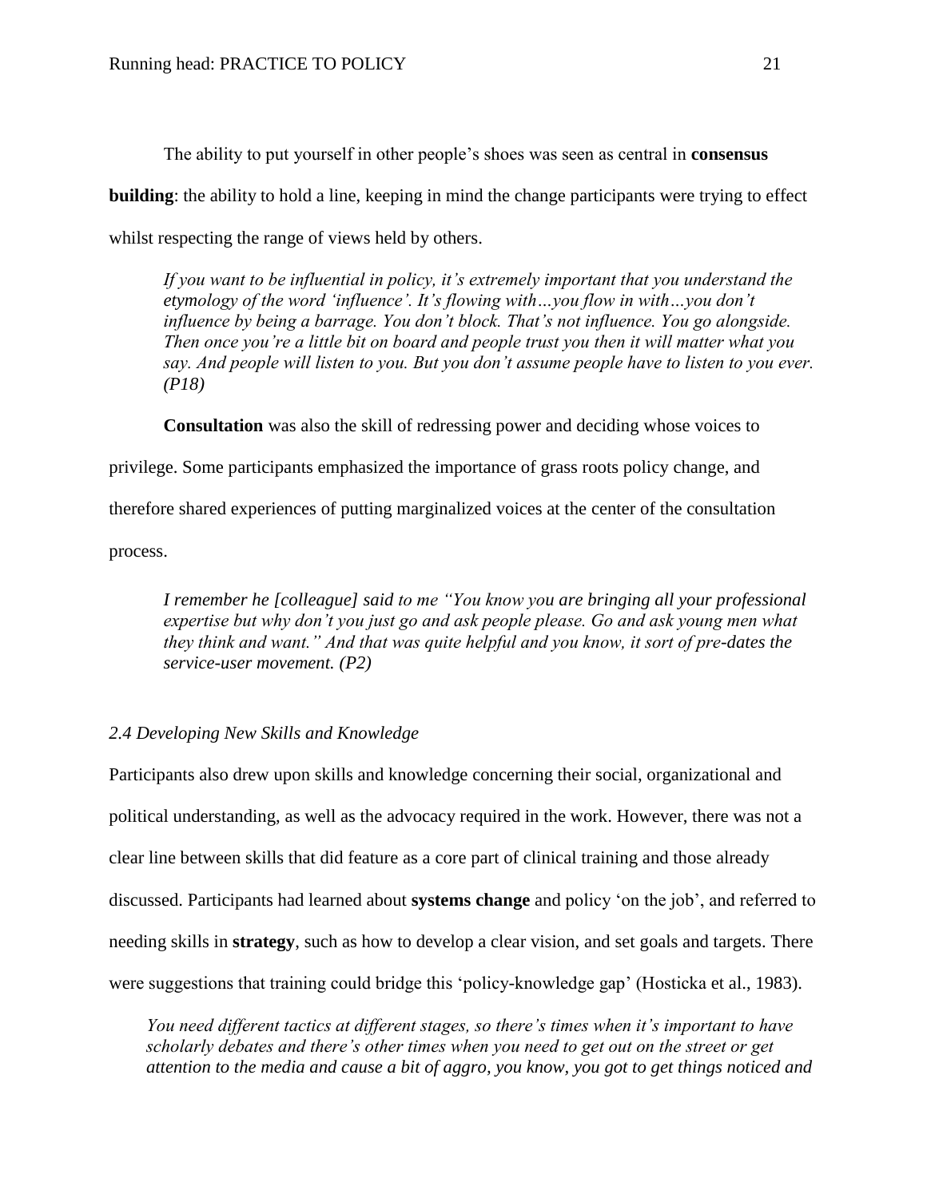The ability to put yourself in other people's shoes was seen as central in **consensus building**: the ability to hold a line, keeping in mind the change participants were trying to effect whilst respecting the range of views held by others.

> *If you want to be influential in policy, it's extremely important that you understand the etymology of the word 'influence'. It's flowing with…you flow in with…you don't influence by being a barrage. You don't block. That's not influence. You go alongside. Then once you're a little bit on board and people trust you then it will matter what you say. And people will listen to you. But you don't assume people have to listen to you ever. (P18)*

**Consultation** was also the skill of redressing power and deciding whose voices to privilege. Some participants emphasized the importance of grass roots policy change, and therefore shared experiences of putting marginalized voices at the center of the consultation process.

> *I remember he [colleague] said to me "You know you are bringing all your professional expertise but why don't you just go and ask people please. Go and ask young men what they think and want." And that was quite helpful and you know, it sort of pre-dates the service-user movement. (P2)*

### *2.4 Developing New Skills and Knowledge*

Participants also drew upon skills and knowledge concerning their social, organizational and political understanding, as well as the advocacy required in the work. However, there was not a clear line between skills that did feature as a core part of clinical training and those already discussed. Participants had learned about **systems change** and policy 'on the job', and referred to needing skills in **strategy**, such as how to develop a clear vision, and set goals and targets. There were suggestions that training could bridge this 'policy-knowledge gap' (Hosticka et al., 1983).

> *You need different tactics at different stages, so there's times when it's important to have scholarly debates and there's other times when you need to get out on the street or get attention to the media and cause a bit of aggro, you know, you got to get things noticed and*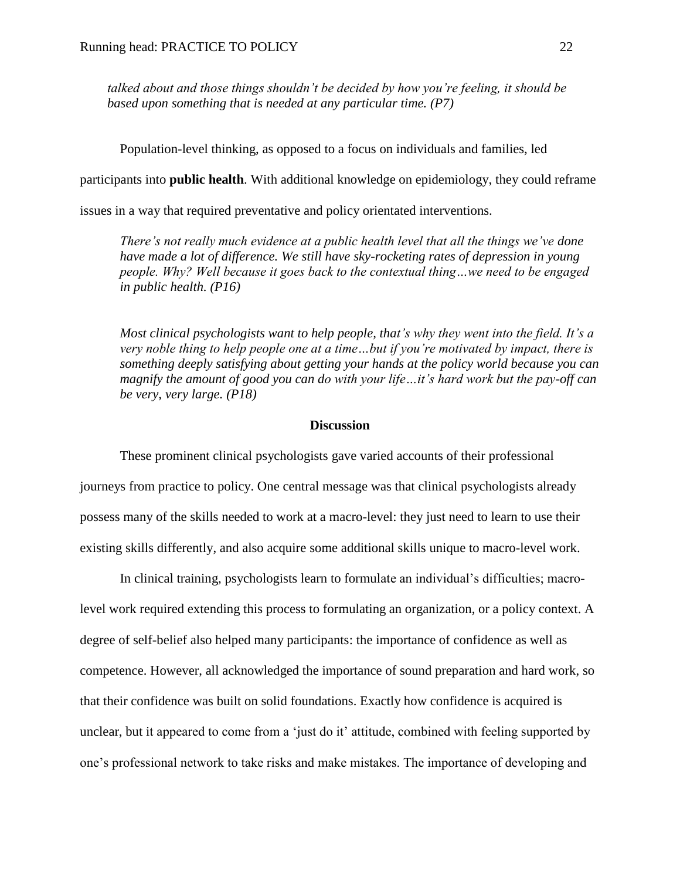*talked about and those things shouldn't be decided by how you're feeling, it should be based upon something that is needed at any particular time. (P7)*

Population-level thinking, as opposed to a focus on individuals and families, led participants into **public health**. With additional knowledge on epidemiology, they could reframe issues in a way that required preventative and policy orientated interventions.

*There's not really much evidence at a public health level that all the things we've done have made a lot of difference. We still have sky-rocketing rates of depression in young people. Why? Well because it goes back to the contextual thing…we need to be engaged in public health. (P16)*

*Most clinical psychologists want to help people, that's why they went into the field. It's a very noble thing to help people one at a time…but if you're motivated by impact, there is something deeply satisfying about getting your hands at the policy world because you can magnify the amount of good you can do with your life…it's hard work but the pay-off can be very, very large. (P18)*

## Discussion

These prominent clinical psychologists gave varied accounts of their professional journeys from practice to policy. One central message was that clinical psychologists already possess many of the skills needed to work at a macro-level: they just need to learn to use their existing skills differently, and also acquire some additional skills unique to macro-level work.

In clinical training, psychologists learn to formulate an individual's difficulties; macro-level work required extending this process to formulating an organization, or a policy context. A degree of self-belief also helped many participants: the importance of confidence as well as competence. However, all acknowledged the importance of sound preparation and hard work, so that their confidence was built on solid foundations. Exactly how confidence is acquired is unclear, but it appeared to come from a 'just do it' attitude, combined with feeling supported by one's professional network to take risks and make mistakes. The importance of developing and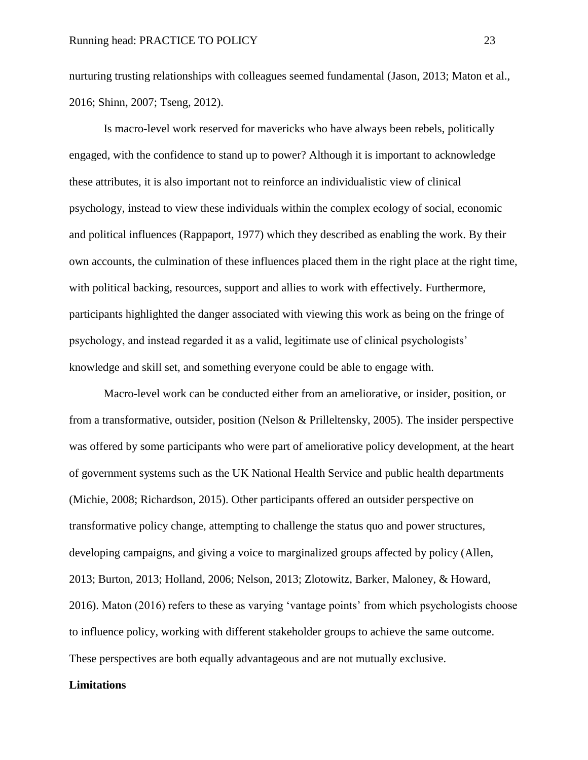nurturing trusting relationships with colleagues seemed fundamental (Jason, 2013; Maton et al., 2016; Shinn, 2007; Tseng, 2012).

Is macro-level work reserved for mavericks who have always been rebels, politically engaged, with the confidence to stand up to power? Although it is important to acknowledge these attributes, it is also important not to reinforce an individualistic view of clinical psychology, instead to view these individuals within the complex ecology of social, economic and political influences (Rappaport, 1977) which they described as enabling the work. By their own accounts, the culmination of these influences placed them in the right place at the right time, with political backing, resources, support and allies to work with effectively. Furthermore, participants highlighted the danger associated with viewing this work as being on the fringe of psychology, and instead regarded it as a valid, legitimate use of clinical psychologists' knowledge and skill set, and something everyone could be able to engage with.

Macro-level work can be conducted either from an ameliorative, or insider, position, or from a transformative, outsider, position (Nelson & Prilleltensky, 2005). The insider perspective was offered by some participants who were part of ameliorative policy development, at the heart of government systems such as the UK National Health Service and public health departments (Michie, 2008; Richardson, 2015). Other participants offered an outsider perspective on transformative policy change, attempting to challenge the status quo and power structures, developing campaigns, and giving a voice to marginalized groups affected by policy (Allen, 2013; Burton, 2013; Holland, 2006; Nelson, 2013; Zlotowitz, Barker, Maloney, & Howard, 2016). Maton (2016) refers to these as varying 'vantage points' from which psychologists choose to influence policy, working with different stakeholder groups to achieve the same outcome. These perspectives are both equally advantageous and are not mutually exclusive.

**Limitations**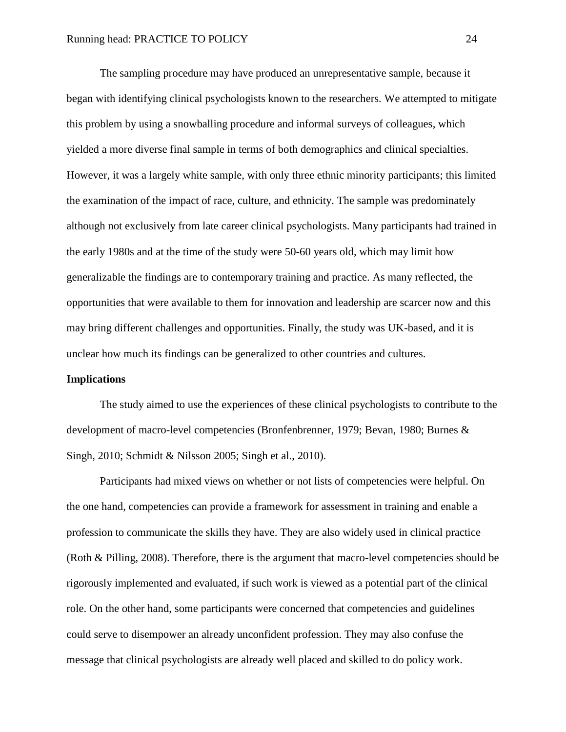The sampling procedure may have produced an unrepresentative sample, because it began with identifying clinical psychologists known to the researchers. We attempted to mitigate this problem by using a snowballing procedure and informal surveys of colleagues, which yielded a more diverse final sample in terms of both demographics and clinical specialties. However, it was a largely white sample, with only three ethnic minority participants; this limited the examination of the impact of race, culture, and ethnicity. The sample was predominately although not exclusively from late career clinical psychologists. Many participants had trained in the early 1980s and at the time of the study were 50-60 years old, which may limit how generalizable the findings are to contemporary training and practice. As many reflected, the opportunities that were available to them for innovation and leadership are scarcer now and this may bring different challenges and opportunities. Finally, the study was UK-based, and it is unclear how much its findings can be generalized to other countries and cultures.

**Implications**

The study aimed to use the experiences of these clinical psychologists to contribute to the development of macro-level competencies (Bronfenbrenner, 1979; Bevan, 1980; Burnes & Singh, 2010; Schmidt & Nilsson 2005; Singh et al., 2010).

Participants had mixed views on whether or not lists of competencies were helpful. On the one hand, competencies can provide a framework for assessment in training and enable a profession to communicate the skills they have. They are also widely used in clinical practice (Roth & Pilling, 2008). Therefore, there is the argument that macro-level competencies should be rigorously implemented and evaluated, if such work is viewed as a potential part of the clinical role. On the other hand, some participants were concerned that competencies and guidelines could serve to disempower an already unconfident profession. They may also confuse the message that clinical psychologists are already well placed and skilled to do policy work.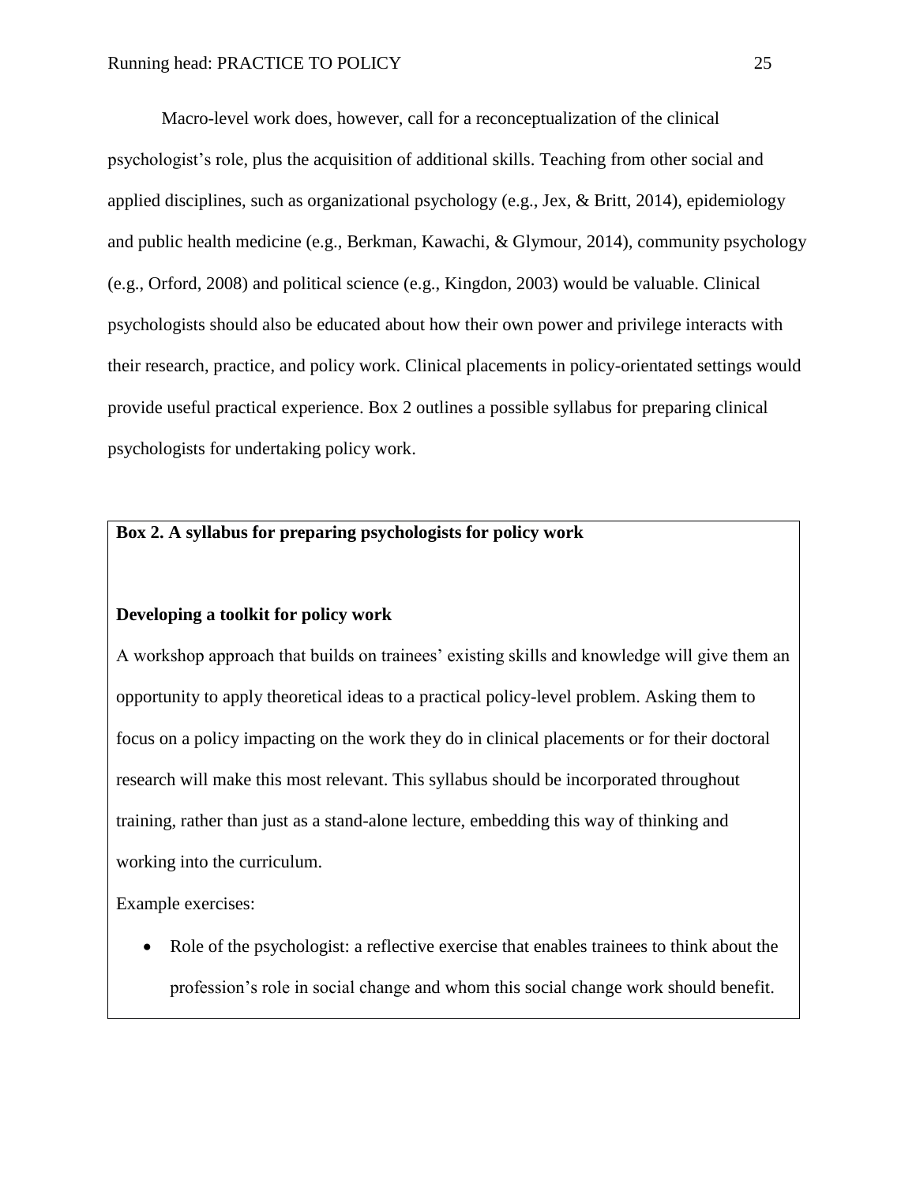Macro-level work does, however, call for a reconceptualization of the clinical psychologist's role, plus the acquisition of additional skills. Teaching from other social and applied disciplines, such as organizational psychology (e.g., Jex, & Britt, 2014), epidemiology and public health medicine (e.g., Berkman, Kawachi, & Glymour, 2014), community psychology (e.g., Orford, 2008) and political science (e.g., Kingdon, 2003) would be valuable. Clinical psychologists should also be educated about how their own power and privilege interacts with their research, practice, and policy work. Clinical placements in policy-orientated settings would provide useful practical experience. Box 2 outlines a possible syllabus for preparing clinical psychologists for undertaking policy work.

**Box 2. A syllabus for preparing psychologists for policy work**

**Developing a toolkit for policy work**

A workshop approach that builds on trainees' existing skills and knowledge will give them an opportunity to apply theoretical ideas to a practical policy-level problem. Asking them to focus on a policy impacting on the work they do in clinical placements or for their doctoral research will make this most relevant. This syllabus should be incorporated throughout training, rather than just as a stand-alone lecture, embedding this way of thinking and working into the curriculum.

Example exercises:

- Role of the psychologist: a reflective exercise that enables trainees to think about the profession's role in social change and whom this social change work should benefit.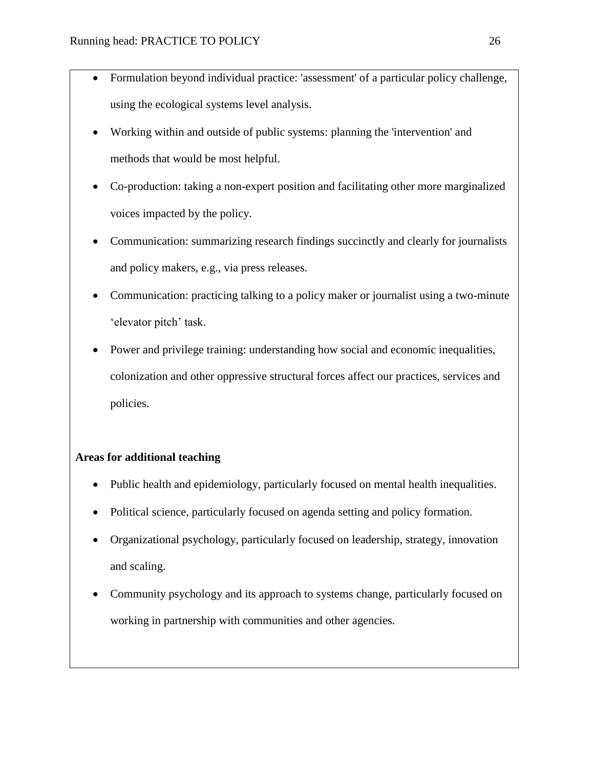- Formulation beyond individual practice: 'assessment' of a particular policy challenge, using the ecological systems level analysis.
- Working within and outside of public systems: planning the 'intervention' and methods that would be most helpful.
- Co-production: taking a non-expert position and facilitating other more marginalized voices impacted by the policy.
- Communication: summarizing research findings succinctly and clearly for journalists and policy makers, e.g., via press releases.
- Communication: practicing talking to a policy maker or journalist using a two-minute 'elevator pitch' task.
- Power and privilege training: understanding how social and economic inequalities, colonization and other oppressive structural forces affect our practices, services and policies.

**Areas for additional teaching**

- Public health and epidemiology, particularly focused on mental health inequalities.
- Political science, particularly focused on agenda setting and policy formation.
- Organizational psychology, particularly focused on leadership, strategy, innovation and scaling.
- Community psychology and its approach to systems change, particularly focused on working in partnership with communities and other agencies.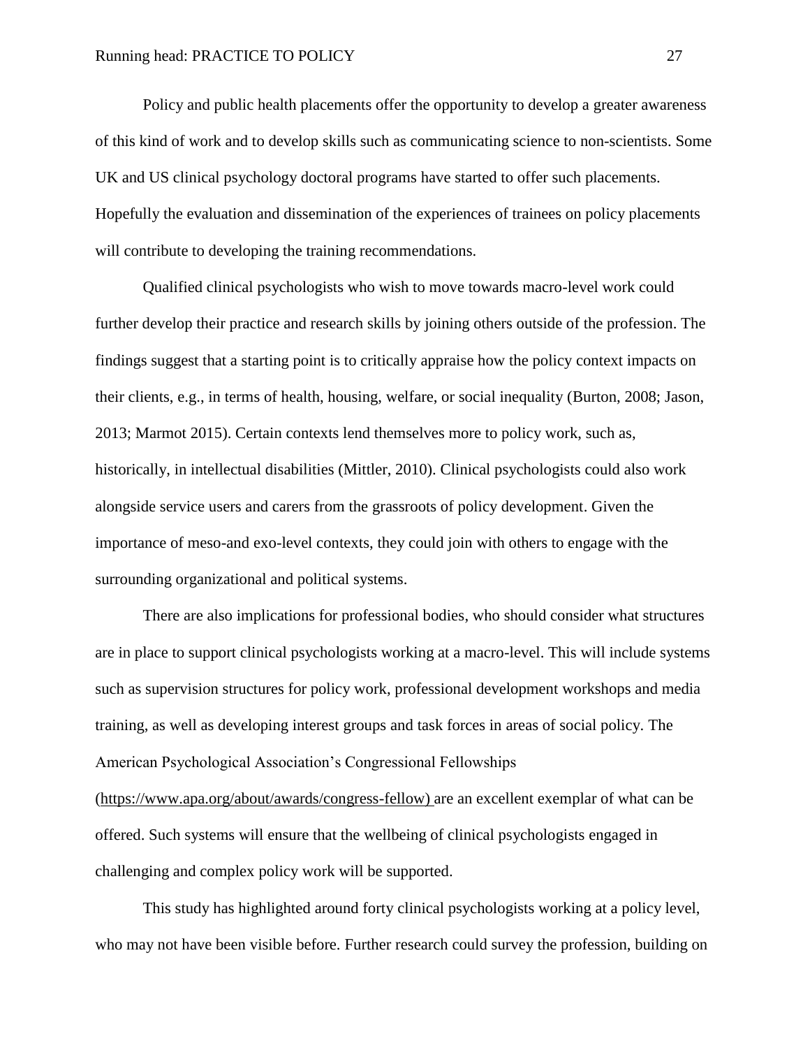Policy and public health placements offer the opportunity to develop a greater awareness of this kind of work and to develop skills such as communicating science to non-scientists. Some UK and US clinical psychology doctoral programs have started to offer such placements. Hopefully the evaluation and dissemination of the experiences of trainees on policy placements will contribute to developing the training recommendations.

Qualified clinical psychologists who wish to move towards macro-level work could further develop their practice and research skills by joining others outside of the profession. The findings suggest that a starting point is to critically appraise how the policy context impacts on their clients, e.g., in terms of health, housing, welfare, or social inequality (Burton, 2008; Jason, 2013; Marmot 2015). Certain contexts lend themselves more to policy work, such as, historically, in intellectual disabilities (Mittler, 2010). Clinical psychologists could also work alongside service users and carers from the grassroots of policy development. Given the importance of meso-and exo-level contexts, they could join with others to engage with the surrounding organizational and political systems.

There are also implications for professional bodies, who should consider what structures are in place to support clinical psychologists working at a macro-level. This will include systems such as supervision structures for policy work, professional development workshops and media training, as well as developing interest groups and task forces in areas of social policy. The American Psychological Association's Congressional Fellowships (https://www.apa.org/about/awards/congress-fellow) are an excellent exemplar of what can be offered. Such systems will ensure that the wellbeing of clinical psychologists engaged in challenging and complex policy work will be supported.

This study has highlighted around forty clinical psychologists working at a policy level, who may not have been visible before. Further research could survey the profession, building on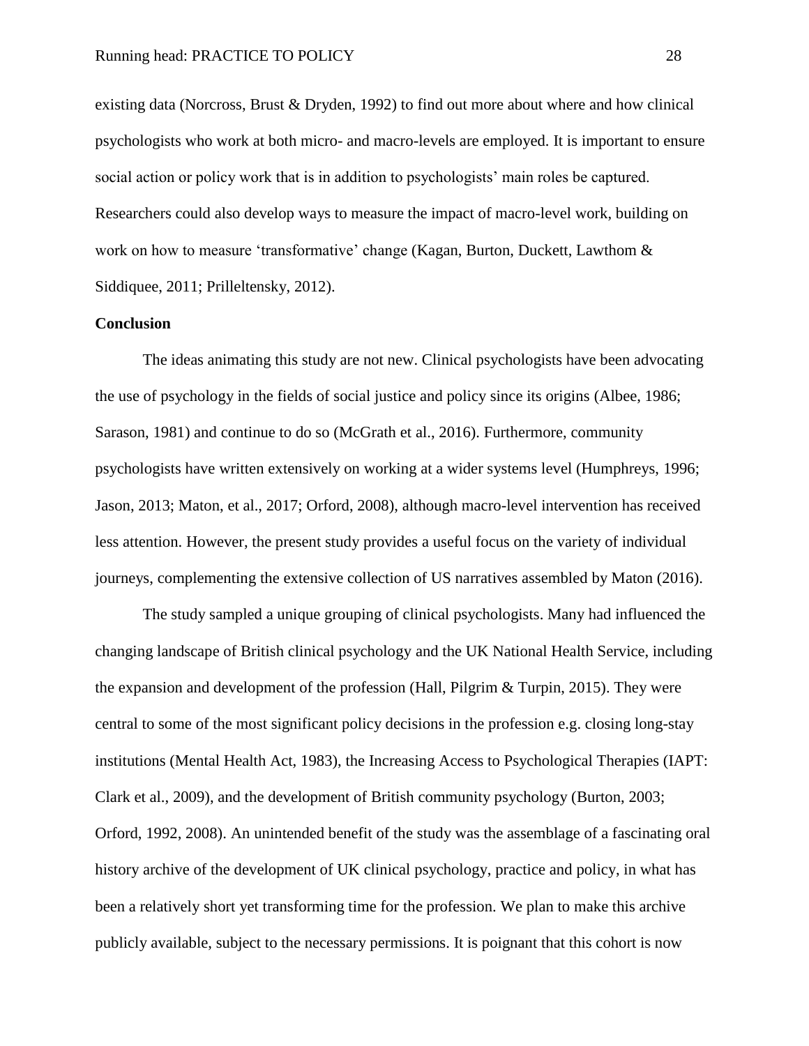existing data (Norcross, Brust & Dryden, 1992) to find out more about where and how clinical psychologists who work at both micro- and macro-levels are employed. It is important to ensure social action or policy work that is in addition to psychologists' main roles be captured. Researchers could also develop ways to measure the impact of macro-level work, building on work on how to measure 'transformative' change (Kagan, Burton, Duckett, Lawthom & Siddiquee, 2011; Prilleltensky, 2012).

**Conclusion**

The ideas animating this study are not new. Clinical psychologists have been advocating the use of psychology in the fields of social justice and policy since its origins (Albee, 1986; Sarason, 1981) and continue to do so (McGrath et al., 2016). Furthermore, community psychologists have written extensively on working at a wider systems level (Humphreys, 1996; Jason, 2013; Maton, et al., 2017; Orford, 2008), although macro-level intervention has received less attention. However, the present study provides a useful focus on the variety of individual journeys, complementing the extensive collection of US narratives assembled by Maton (2016).

The study sampled a unique grouping of clinical psychologists. Many had influenced the changing landscape of British clinical psychology and the UK National Health Service, including the expansion and development of the profession (Hall, Pilgrim & Turpin, 2015). They were central to some of the most significant policy decisions in the profession e.g. closing long-stay institutions (Mental Health Act, 1983), the Increasing Access to Psychological Therapies (IAPT: Clark et al., 2009), and the development of British community psychology (Burton, 2003; Orford, 1992, 2008). An unintended benefit of the study was the assemblage of a fascinating oral history archive of the development of UK clinical psychology, practice and policy, in what has been a relatively short yet transforming time for the profession. We plan to make this archive publicly available, subject to the necessary permissions. It is poignant that this cohort is now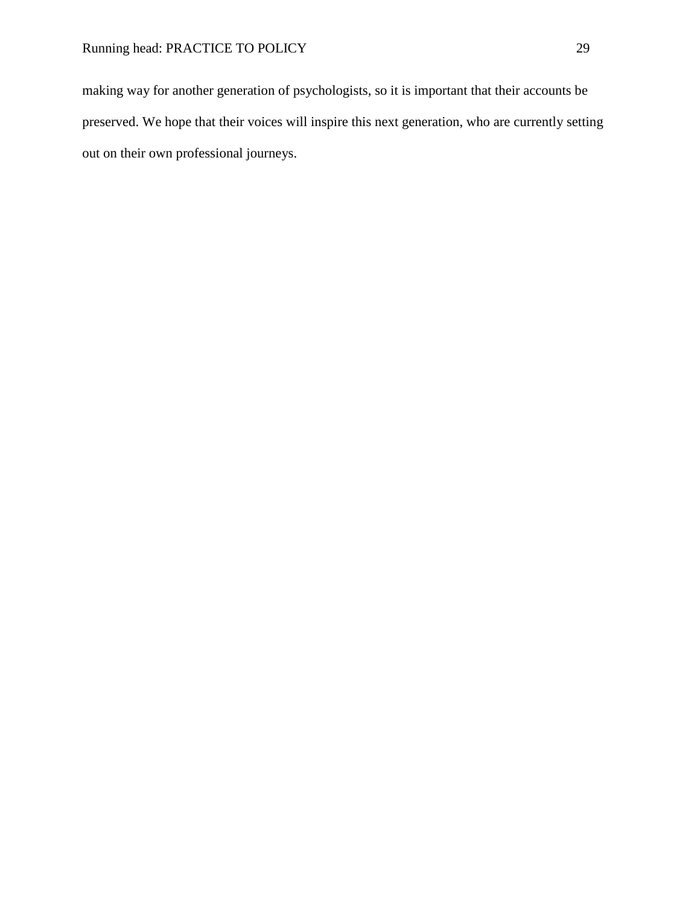making way for another generation of psychologists, so it is important that their accounts be preserved. We hope that their voices will inspire this next generation, who are currently setting out on their own professional journeys.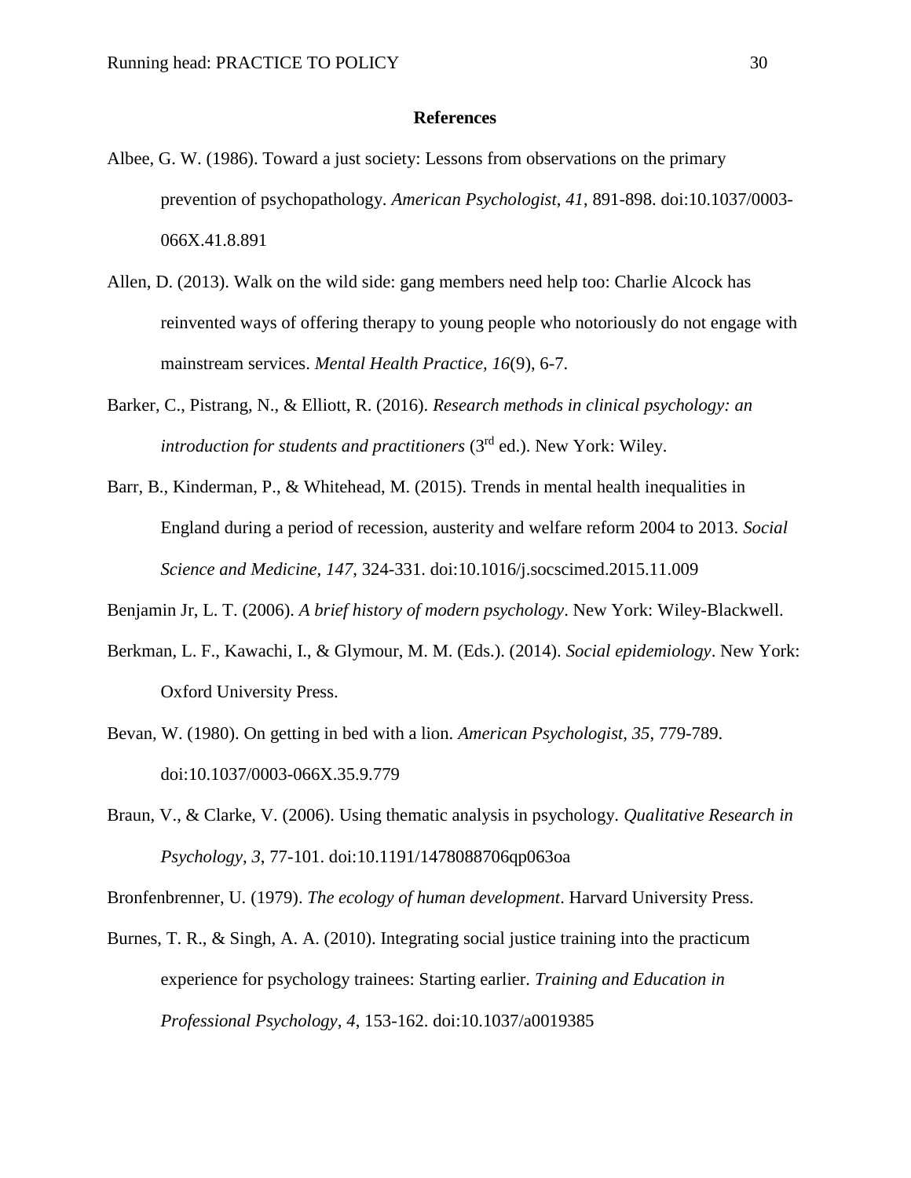**References**

Albee, G. W. (1986). Toward a just society: Lessons from observations on the primary prevention of psychopathology. *American Psychologist*, *41*, 891-898. doi:10.1037/0003-066X.41.8.891

Allen, D. (2013). Walk on the wild side: gang members need help too: Charlie Alcock has reinvented ways of offering therapy to young people who notoriously do not engage with mainstream services. *Mental Health Practice, 16*(9), 6-7.

Barker, C., Pistrang, N., & Elliott, R. (2016). *Research methods in clinical psychology: an introduction for students and practitioners* (3rd ed.). New York: Wiley.

Barr, B., Kinderman, P., & Whitehead, M. (2015). Trends in mental health inequalities in England during a period of recession, austerity and welfare reform 2004 to 2013. *Social Science and Medicine, 147*, 324-331. doi:10.1016/j.socscimed.2015.11.009

Benjamin Jr, L. T. (2006). *A brief history of modern psychology*. New York: Wiley-Blackwell.

Berkman, L. F., Kawachi, I., & Glymour, M. M. (Eds.). (2014). *Social epidemiology*. New York: Oxford University Press.

Bevan, W. (1980). On getting in bed with a lion. *American Psychologist, 35*, 779-789. doi:10.1037/0003-066X.35.9.779

Braun, V., & Clarke, V. (2006). Using thematic analysis in psychology. *Qualitative Research in Psychology, 3*, 77-101. doi:10.1191/1478088706qp063oa

Bronfenbrenner, U. (1979). *The ecology of human development*. Harvard University Press.

Burnes, T. R., & Singh, A. A. (2010). Integrating social justice training into the practicum experience for psychology trainees: Starting earlier. *Training and Education in Professional Psychology, 4*, 153-162. doi:10.1037/a0019385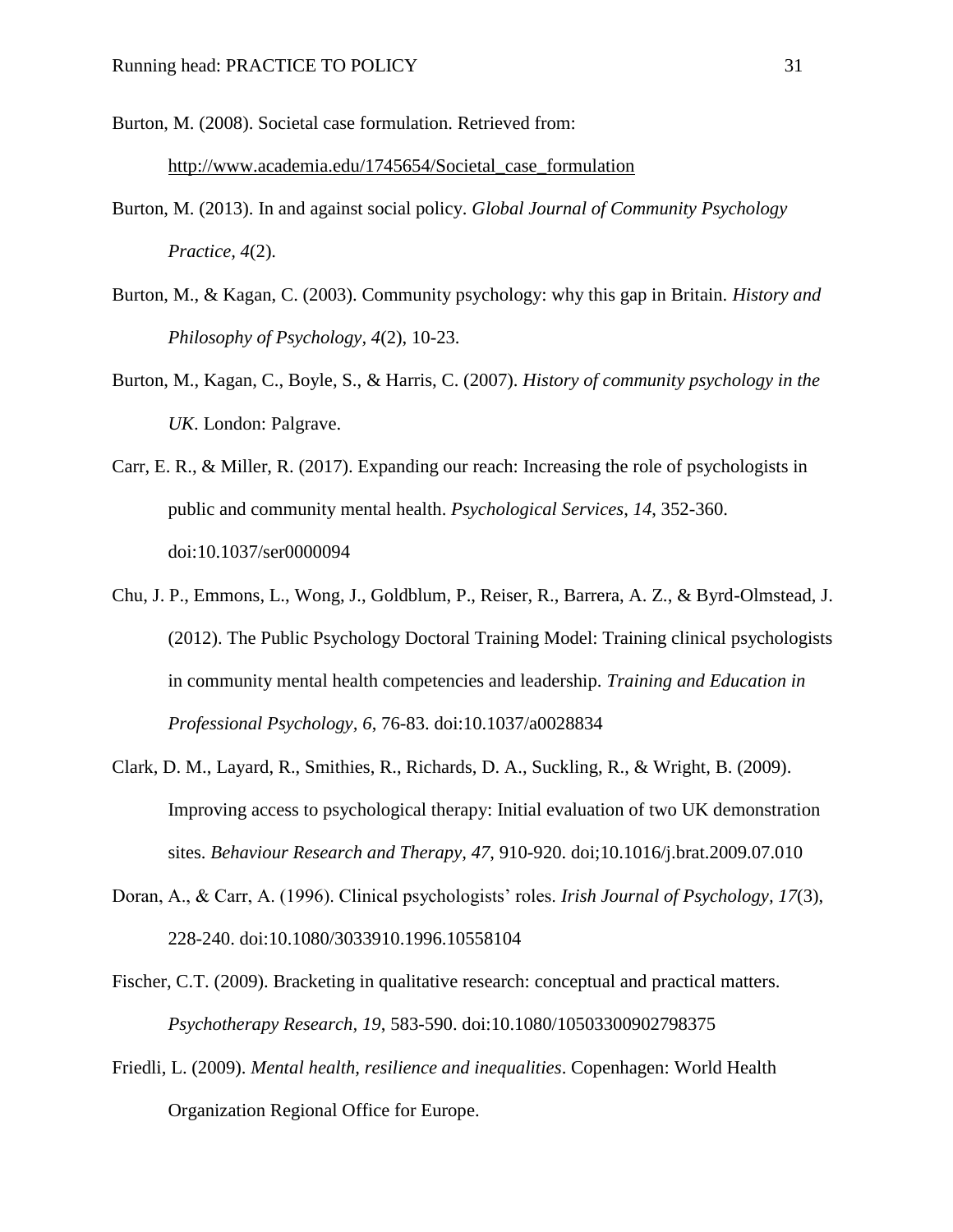Burton, M. (2008). Societal case formulation. Retrieved from: http://www.academia.edu/1745654/Societal_case_formulation

Burton, M. (2013). In and against social policy. *Global Journal of Community Psychology Practice, 4*(2).

Burton, M., & Kagan, C. (2003). Community psychology: why this gap in Britain. *History and Philosophy of Psychology, 4*(2), 10-23.

Burton, M., Kagan, C., Boyle, S., & Harris, C. (2007). *History of community psychology in the UK*. London: Palgrave.

Carr, E. R., & Miller, R. (2017). Expanding our reach: Increasing the role of psychologists in public and community mental health. *Psychological Services*, *14*, 352-360. doi:10.1037/ser0000094

Chu, J. P., Emmons, L., Wong, J., Goldblum, P., Reiser, R., Barrera, A. Z., & Byrd-Olmstead, J. (2012). The Public Psychology Doctoral Training Model: Training clinical psychologists in community mental health competencies and leadership. *Training and Education in Professional Psychology, 6*, 76-83. doi:10.1037/a0028834

Clark, D. M., Layard, R., Smithies, R., Richards, D. A., Suckling, R., & Wright, B. (2009). Improving access to psychological therapy: Initial evaluation of two UK demonstration sites. *Behaviour Research and Therapy, 47*, 910-920. doi;10.1016/j.brat.2009.07.010

Doran, A., & Carr, A. (1996). Clinical psychologists' roles. *Irish Journal of Psychology, 17*(3), 228-240. doi:10.1080/3033910.1996.10558104

Fischer, C.T. (2009). Bracketing in qualitative research: conceptual and practical matters. *Psychotherapy Research*, *19*, 583-590. doi:10.1080/10503300902798375

Friedli, L. (2009). *Mental health, resilience and inequalities*. Copenhagen: World Health Organization Regional Office for Europe.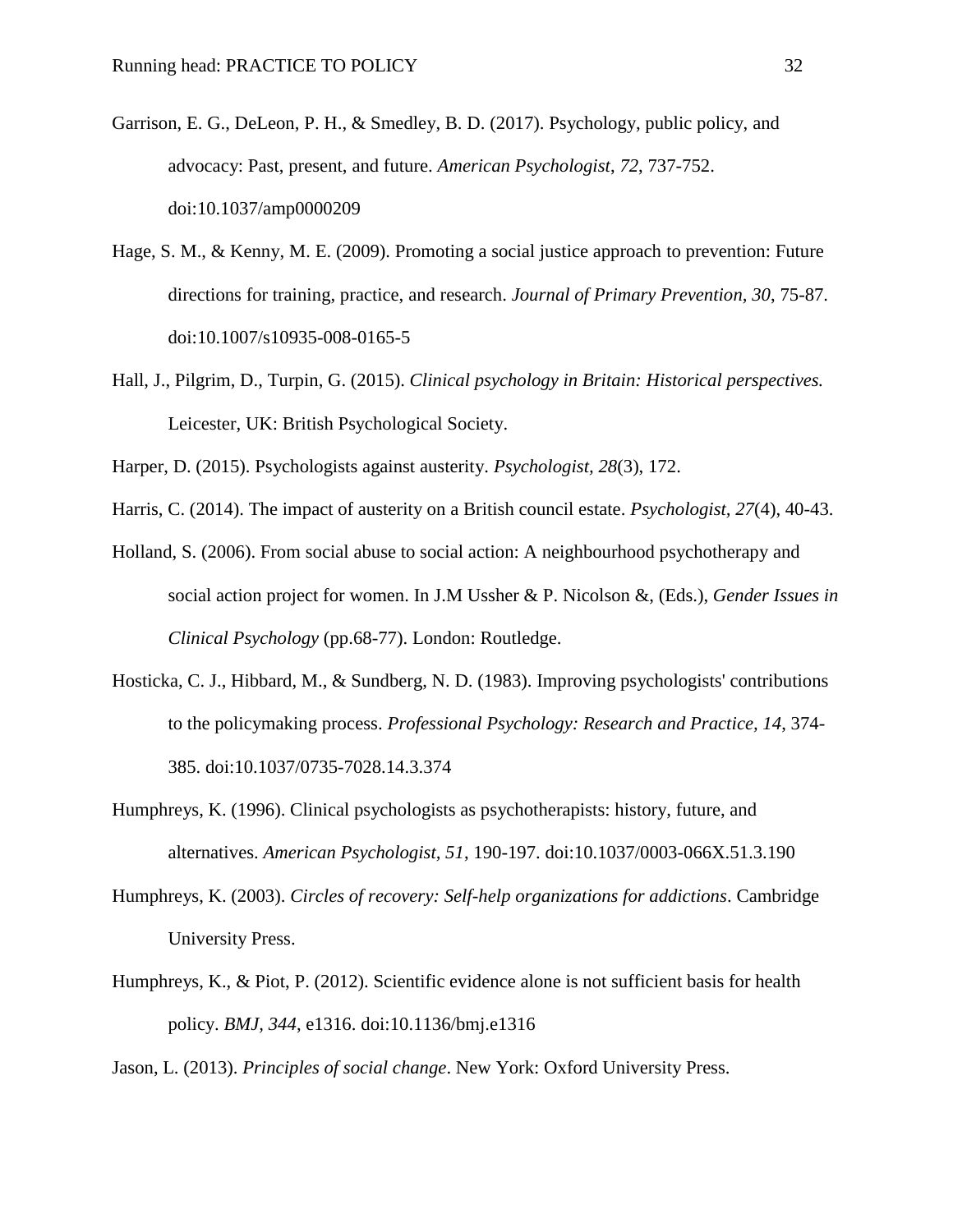Garrison, E. G., DeLeon, P. H., & Smedley, B. D. (2017). Psychology, public policy, and advocacy: Past, present, and future. *American Psychologist*, *72*, 737-752. doi:10.1037/amp0000209

Hage, S. M., & Kenny, M. E. (2009). Promoting a social justice approach to prevention: Future directions for training, practice, and research. *Journal of Primary Prevention*, *30*, 75-87. doi:10.1007/s10935-008-0165-5

Hall, J., Pilgrim, D., Turpin, G. (2015). *Clinical psychology in Britain: Historical perspectives.* Leicester, UK: British Psychological Society.

Harper, D. (2015). Psychologists against austerity. *Psychologist, 28*(3), 172.

Harris, C. (2014). The impact of austerity on a British council estate. *Psychologist, 27*(4), 40-43.

Holland, S. (2006). From social abuse to social action: A neighbourhood psychotherapy and social action project for women. In J.M Ussher & P. Nicolson &, (Eds.), *Gender Issues in Clinical Psychology* (pp.68-77). London: Routledge.

Hosticka, C. J., Hibbard, M., & Sundberg, N. D. (1983). Improving psychologists' contributions to the policymaking process. *Professional Psychology: Research and Practice, 14*, 374-385. doi:10.1037/0735-7028.14.3.374

Humphreys, K. (1996). Clinical psychologists as psychotherapists: history, future, and alternatives. *American Psychologist, 51*, 190-197. doi:10.1037/0003-066X.51.3.190

Humphreys, K. (2003). *Circles of recovery: Self-help organizations for addictions*. Cambridge University Press.

Humphreys, K., & Piot, P. (2012). Scientific evidence alone is not sufficient basis for health policy. *BMJ, 344*, e1316. doi:10.1136/bmj.e1316

Jason, L. (2013). *Principles of social change*. New York: Oxford University Press.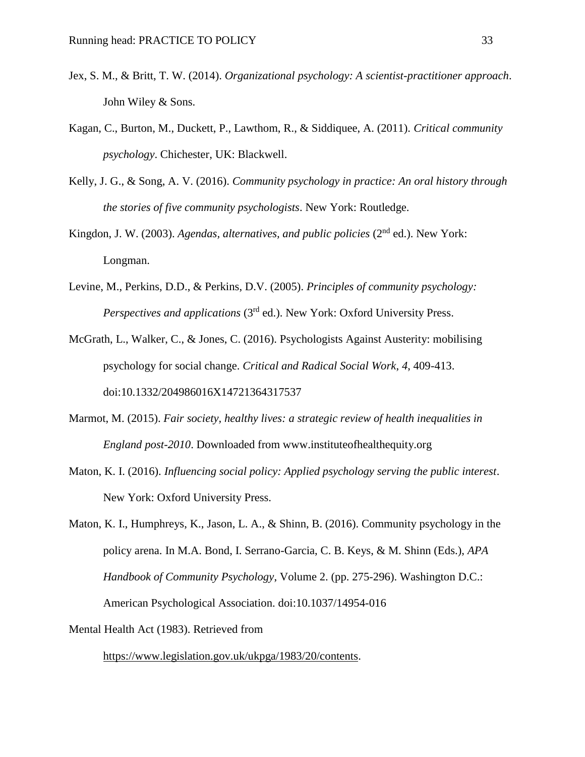Jex, S. M., & Britt, T. W. (2014). *Organizational psychology: A scientist-practitioner approach*. John Wiley & Sons.

Kagan, C., Burton, M., Duckett, P., Lawthom, R., & Siddiquee, A. (2011). *Critical community psychology*. Chichester, UK: Blackwell.

Kelly, J. G., & Song, A. V. (2016). *Community psychology in practice: An oral history through the stories of five community psychologists*. New York: Routledge.

Kingdon, J. W. (2003). *Agendas, alternatives, and public policies* (2nd ed.). New York: Longman.

Levine, M., Perkins, D.D., & Perkins, D.V. (2005). *Principles of community psychology: Perspectives and applications* (3rd ed.). New York: Oxford University Press.

McGrath, L., Walker, C., & Jones, C. (2016). Psychologists Against Austerity: mobilising psychology for social change. *Critical and Radical Social Work*, *4*, 409-413. doi:10.1332/204986016X14721364317537

Marmot, M. (2015). *Fair society, healthy lives: a strategic review of health inequalities in England post-2010*. Downloaded from www.instituteofhealthequity.org

Maton, K. I. (2016). *Influencing social policy: Applied psychology serving the public interest*. New York: Oxford University Press.

Maton, K. I., Humphreys, K., Jason, L. A., & Shinn, B. (2016). Community psychology in the policy arena. In M.A. Bond, I. Serrano-Garcia, C. B. Keys, & M. Shinn (Eds.), *APA Handbook of Community Psychology*, Volume 2. (pp. 275-296). Washington D.C.: American Psychological Association. doi:10.1037/14954-016

Mental Health Act (1983). Retrieved from https://www.legislation.gov.uk/ukpga/1983/20/contents.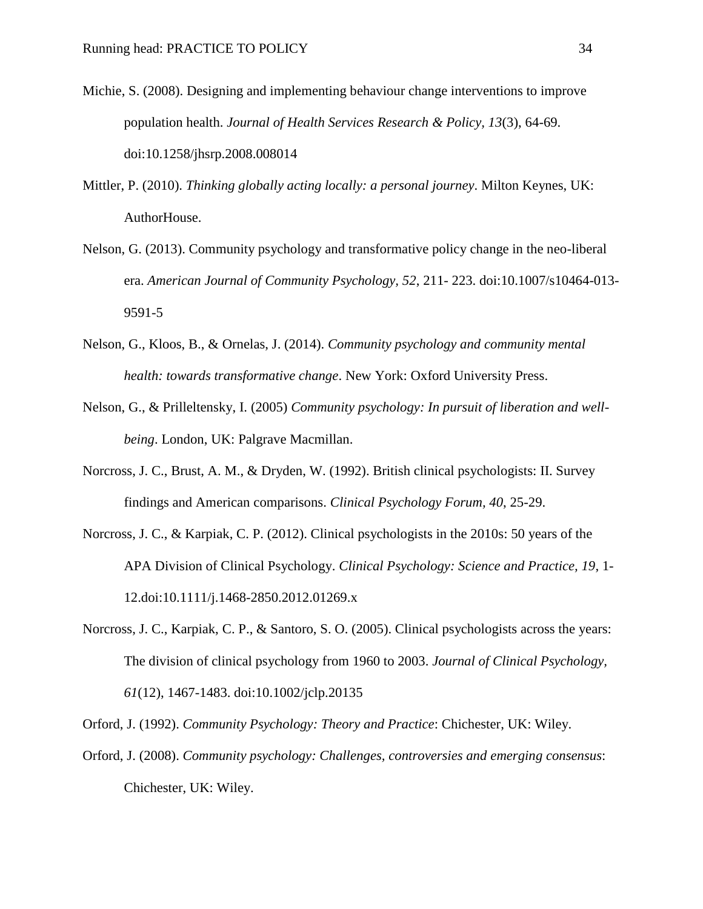Michie, S. (2008). Designing and implementing behaviour change interventions to improve population health. *Journal of Health Services Research & Policy, 13*(3), 64-69. doi:10.1258/jhsrp.2008.008014

Mittler, P. (2010). *Thinking globally acting locally: a personal journey*. Milton Keynes, UK: AuthorHouse.

Nelson, G. (2013). Community psychology and transformative policy change in the neo-liberal era. *American Journal of Community Psychology, 52*, 211- 223. doi:10.1007/s10464-013-9591-5

Nelson, G., Kloos, B., & Ornelas, J. (2014). *Community psychology and community mental health: towards transformative change*. New York: Oxford University Press.

Nelson, G., & Prilleltensky, I. (2005) *Community psychology: In pursuit of liberation and well-being*. London, UK: Palgrave Macmillan.

Norcross, J. C., Brust, A. M., & Dryden, W. (1992). British clinical psychologists: II. Survey findings and American comparisons. *Clinical Psychology Forum, 40*, 25-29.

Norcross, J. C., & Karpiak, C. P. (2012). Clinical psychologists in the 2010s: 50 years of the APA Division of Clinical Psychology. *Clinical Psychology: Science and Practice, 19*, 1-12.doi:10.1111/j.1468-2850.2012.01269.x

Norcross, J. C., Karpiak, C. P., & Santoro, S. O. (2005). Clinical psychologists across the years: The division of clinical psychology from 1960 to 2003. *Journal of Clinical Psychology, 61*(12), 1467-1483. doi:10.1002/jclp.20135

Orford, J. (1992). *Community Psychology: Theory and Practice*: Chichester, UK: Wiley.

Orford, J. (2008). *Community psychology: Challenges, controversies and emerging consensus*: Chichester, UK: Wiley.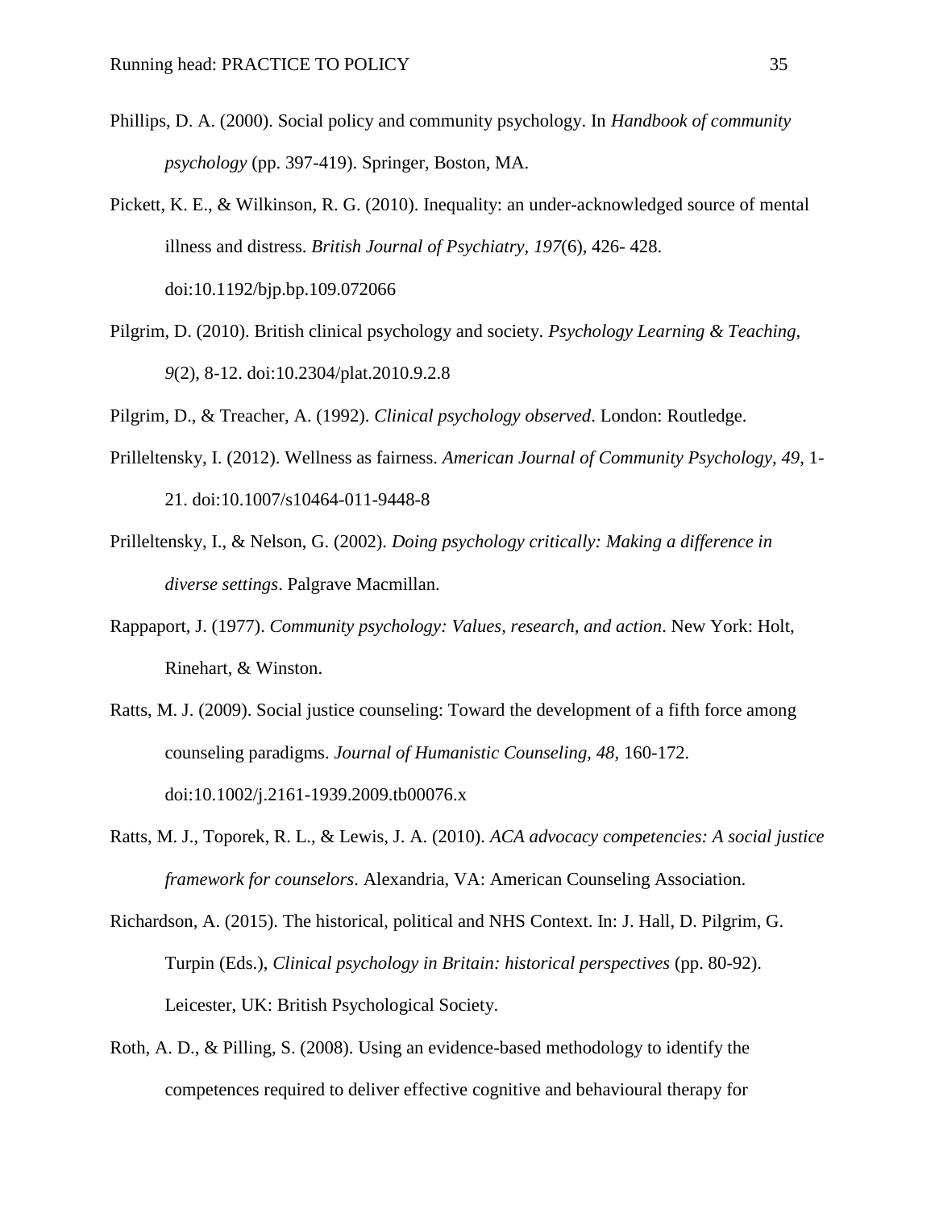Phillips, D. A. (2000). Social policy and community psychology. In *Handbook of community psychology* (pp. 397-419). Springer, Boston, MA.

Pickett, K. E., & Wilkinson, R. G. (2010). Inequality: an under-acknowledged source of mental illness and distress. *British Journal of Psychiatry, 197*(6), 426- 428. doi:10.1192/bjp.bp.109.072066

Pilgrim, D. (2010). British clinical psychology and society. *Psychology Learning & Teaching, 9*(2), 8-12. doi:10.2304/plat.2010.9.2.8

Pilgrim, D., & Treacher, A. (1992). *Clinical psychology observed*. London: Routledge.

Prilleltensky, I. (2012). Wellness as fairness. *American Journal of Community Psychology, 49*, 1-21. doi:10.1007/s10464-011-9448-8

Prilleltensky, I., & Nelson, G. (2002). *Doing psychology critically: Making a difference in diverse settings*. Palgrave Macmillan.

Rappaport, J. (1977). *Community psychology: Values, research, and action*. New York: Holt, Rinehart, & Winston.

Ratts, M. J. (2009). Social justice counseling: Toward the development of a fifth force among counseling paradigms. *Journal of Humanistic Counseling, 48*, 160-172. doi:10.1002/j.2161-1939.2009.tb00076.x

Ratts, M. J., Toporek, R. L., & Lewis, J. A. (2010). *ACA advocacy competencies: A social justice framework for counselors*. Alexandria, VA: American Counseling Association.

Richardson, A. (2015). The historical, political and NHS Context. In: J. Hall, D. Pilgrim, G. Turpin (Eds.), *Clinical psychology in Britain: historical perspectives* (pp. 80-92). Leicester, UK: British Psychological Society.

Roth, A. D., & Pilling, S. (2008). Using an evidence-based methodology to identify the competences required to deliver effective cognitive and behavioural therapy for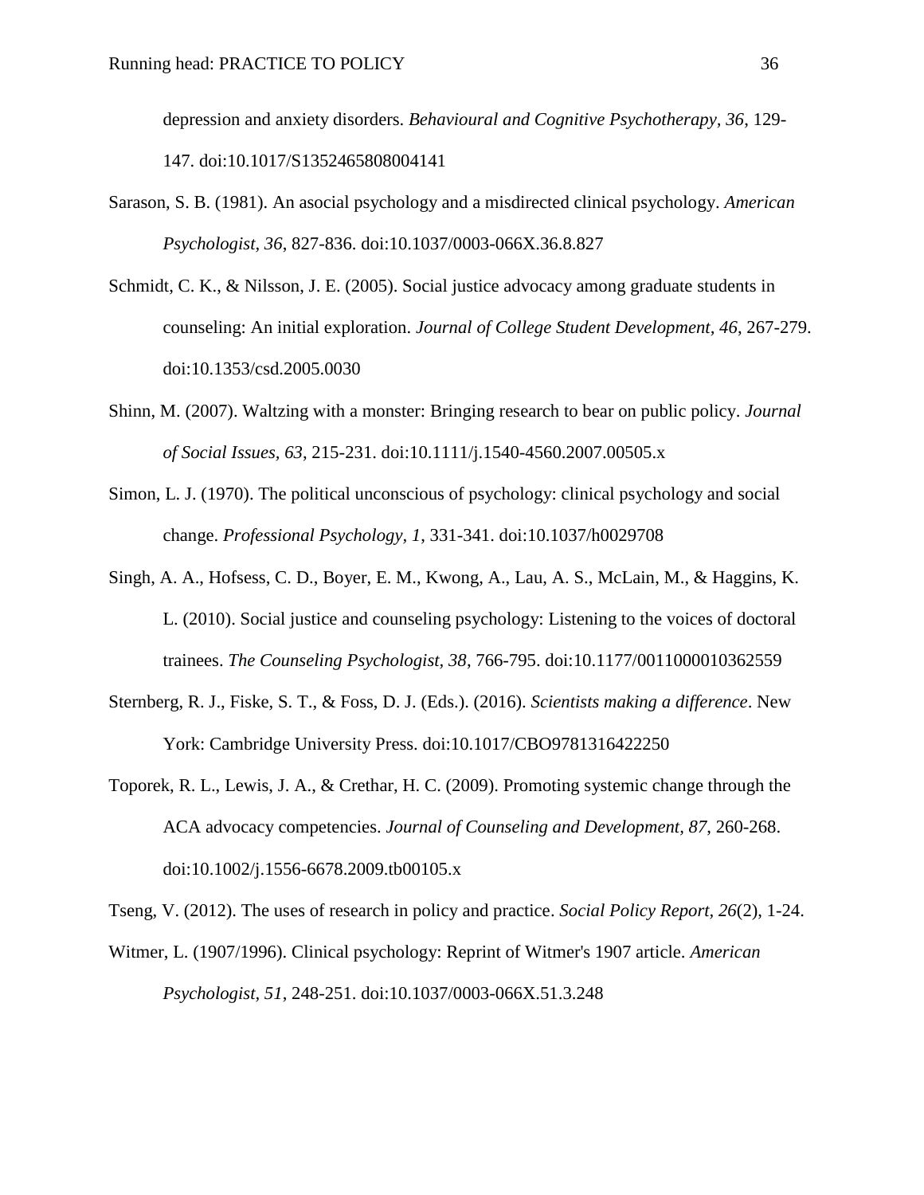depression and anxiety disorders. *Behavioural and Cognitive Psychotherapy, 36*, 129-147. doi:10.1017/S1352465808004141

Sarason, S. B. (1981). An asocial psychology and a misdirected clinical psychology. *American Psychologist, 36*, 827-836. doi:10.1037/0003-066X.36.8.827

Schmidt, C. K., & Nilsson, J. E. (2005). Social justice advocacy among graduate students in counseling: An initial exploration. *Journal of College Student Development, 46*, 267-279. doi:10.1353/csd.2005.0030

Shinn, M. (2007). Waltzing with a monster: Bringing research to bear on public policy. *Journal of Social Issues, 63*, 215-231. doi:10.1111/j.1540-4560.2007.00505.x

Simon, L. J. (1970). The political unconscious of psychology: clinical psychology and social change. *Professional Psychology, 1*, 331-341. doi:10.1037/h0029708

Singh, A. A., Hofsess, C. D., Boyer, E. M., Kwong, A., Lau, A. S., McLain, M., & Haggins, K. L. (2010). Social justice and counseling psychology: Listening to the voices of doctoral trainees. *The Counseling Psychologist, 38*, 766-795. doi:10.1177/0011000010362559

Sternberg, R. J., Fiske, S. T., & Foss, D. J. (Eds.). (2016). *Scientists making a difference*. New York: Cambridge University Press. doi:10.1017/CBO9781316422250

Toporek, R. L., Lewis, J. A., & Crethar, H. C. (2009). Promoting systemic change through the ACA advocacy competencies. *Journal of Counseling and Development, 87*, 260-268. doi:10.1002/j.1556-6678.2009.tb00105.x

Tseng, V. (2012). The uses of research in policy and practice. *Social Policy Report, 26*(2), 1-24.

Witmer, L. (1907/1996). Clinical psychology: Reprint of Witmer's 1907 article. *American Psychologist, 51*, 248-251. doi:10.1037/0003-066X.51.3.248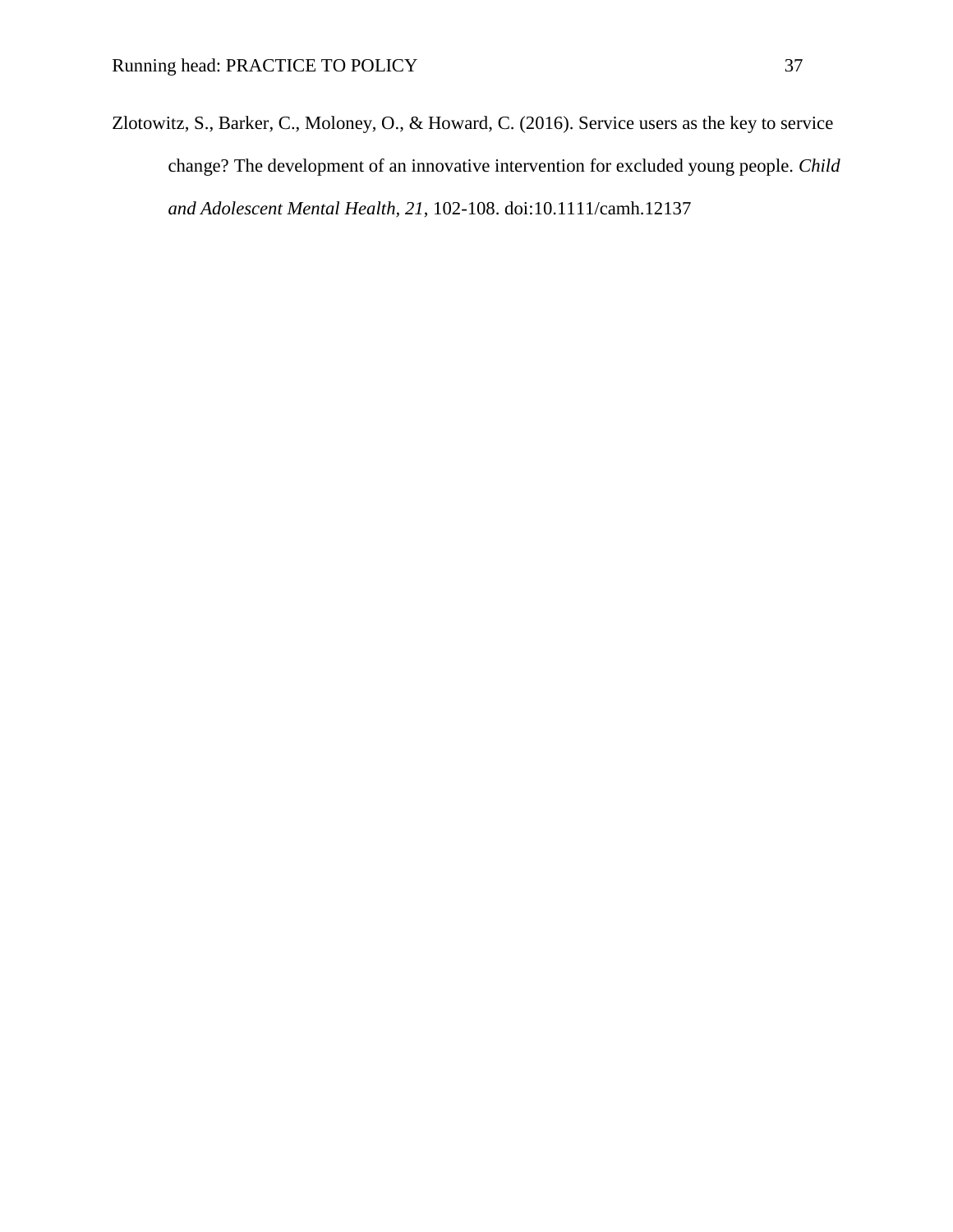Zlotowitz, S., Barker, C., Moloney, O., & Howard, C. (2016). Service users as the key to service change? The development of an innovative intervention for excluded young people. *Child and Adolescent Mental Health, 21*, 102-108. doi:10.1111/camh.12137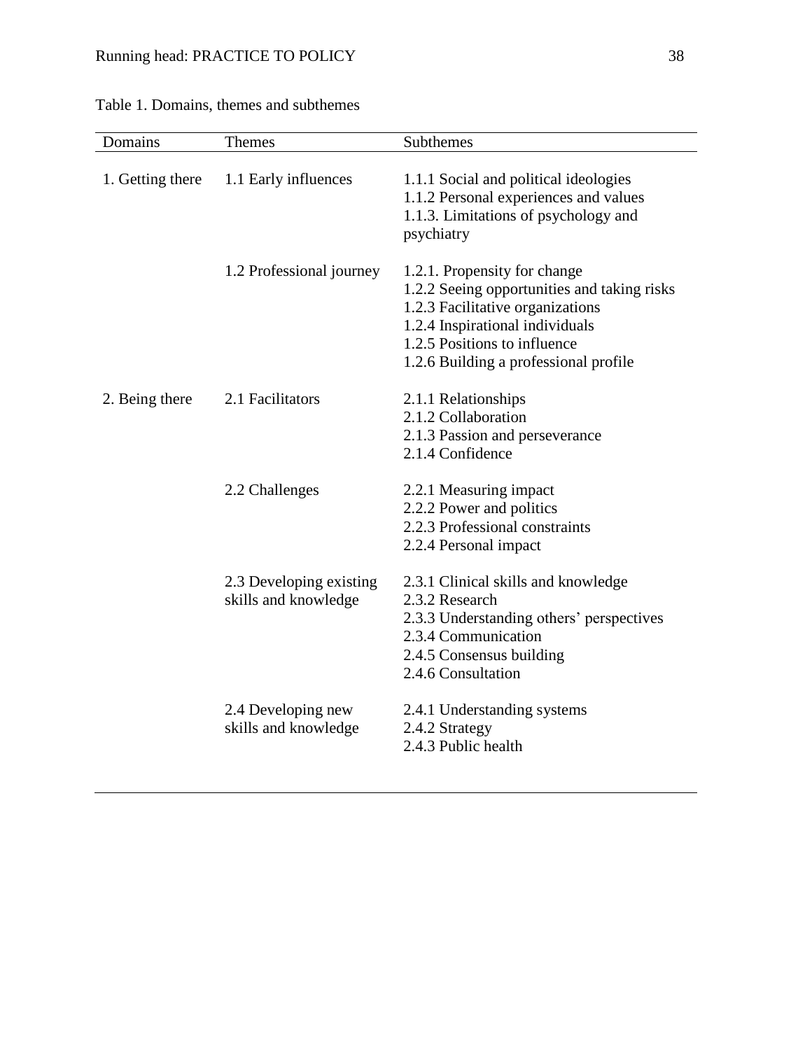Table 1. Domains, themes and subthemes

| Domains | Themes | Subthemes |
|---|---|---|
| 1. Getting there | 1.1 Early influences | 1.1.1 Social and political ideologies<br>1.1.2 Personal experiences and values<br>1.1.3. Limitations of psychology and psychiatry |
| | 1.2 Professional journey | 1.2.1. Propensity for change<br>1.2.2 Seeing opportunities and taking risks<br>1.2.3 Facilitative organizations<br>1.2.4 Inspirational individuals<br>1.2.5 Positions to influence<br>1.2.6 Building a professional profile |
| 2. Being there | 2.1 Facilitators | 2.1.1 Relationships<br>2.1.2 Collaboration<br>2.1.3 Passion and perseverance<br>2.1.4 Confidence |
| | 2.2 Challenges | 2.2.1 Measuring impact<br>2.2.2 Power and politics<br>2.2.3 Professional constraints<br>2.2.4 Personal impact |
| | 2.3 Developing existing skills and knowledge | 2.3.1 Clinical skills and knowledge<br>2.3.2 Research<br>2.3.3 Understanding others' perspectives<br>2.3.4 Communication<br>2.4.5 Consensus building<br>2.4.6 Consultation |
| | 2.4 Developing new skills and knowledge | 2.4.1 Understanding systems<br>2.4.2 Strategy<br>2.4.3 Public health |